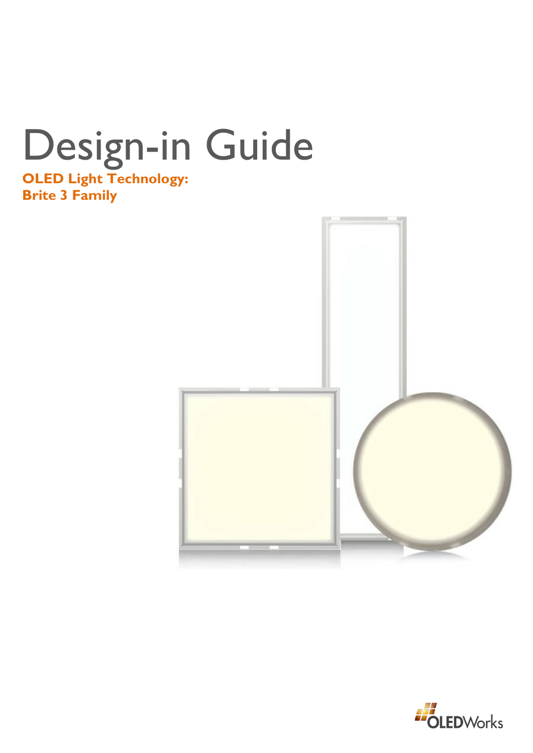# Design-in Guide

**OLED Light Technology:**
**Brite 3 Family**

OLEDWorks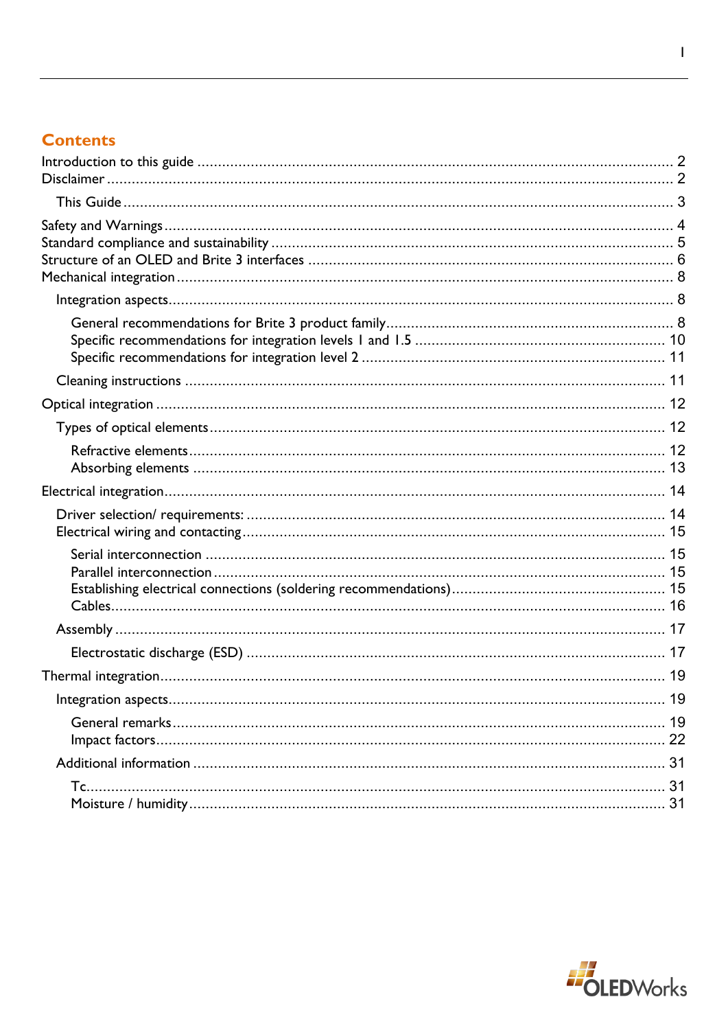## Contents

Introduction to this guide ........................................................................................................ 2
Disclaimer ................................................................................................................................ 2

- This Guide ............................................................................................................................ 3

Safety and Warnings ................................................................................................................ 4
Standard compliance and sustainability ................................................................................... 5
Structure of an OLED and Brite 3 interfaces ........................................................................... 6
Mechanical integration ............................................................................................................. 8

- Integration aspects ................................................................................................................ 8
  - General recommendations for Brite 3 product family ...................................................... 8
  - Specific recommendations for integration levels 1 and 1.5 ............................................. 10
  - Specific recommendations for integration level 2 ........................................................... 11
- Cleaning instructions .......................................................................................................... 11

Optical integration ................................................................................................................. 12

- Types of optical elements .................................................................................................... 12
  - Refractive elements ......................................................................................................... 12
  - Absorbing elements ......................................................................................................... 13

Electrical integration .............................................................................................................. 14

- Driver selection/ requirements: .......................................................................................... 14
- Electrical wiring and contacting ......................................................................................... 15
  - Serial interconnection ...................................................................................................... 15
  - Parallel interconnection ................................................................................................... 15
  - Establishing electrical connections (soldering recommendations) .................................. 15
  - Cables .............................................................................................................................. 16
- Assembly ............................................................................................................................. 17
  - Electrostatic discharge (ESD) .......................................................................................... 17

Thermal integration ................................................................................................................ 19

- Integration aspects .............................................................................................................. 19
  - General remarks .............................................................................................................. 19
  - Impact factors .................................................................................................................. 22
- Additional information ........................................................................................................ 31
  - Tc ..................................................................................................................................... 31
  - Moisture / humidity ......................................................................................................... 31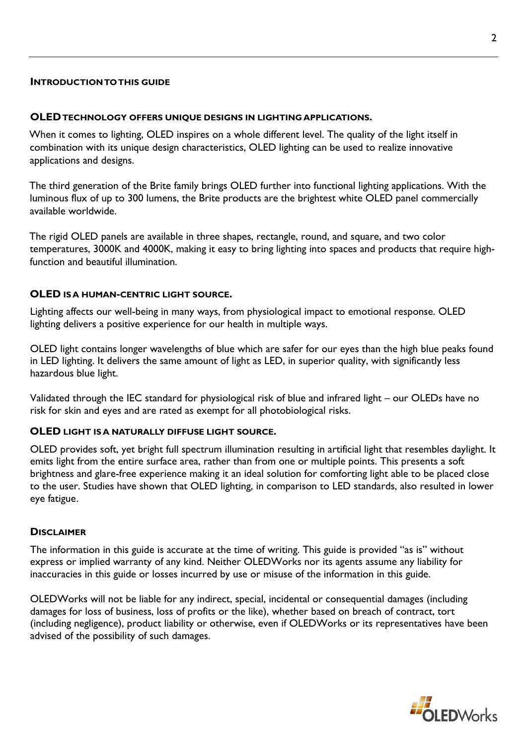## Introduction to this guide

### OLED technology offers unique designs in lighting applications.

When it comes to lighting, OLED inspires on a whole different level. The quality of the light itself in combination with its unique design characteristics, OLED lighting can be used to realize innovative applications and designs.

The third generation of the Brite family brings OLED further into functional lighting applications. With the luminous flux of up to 300 lumens, the Brite products are the brightest white OLED panel commercially available worldwide.

The rigid OLED panels are available in three shapes, rectangle, round, and square, and two color temperatures, 3000K and 4000K, making it easy to bring lighting into spaces and products that require high-function and beautiful illumination.

### OLED is a human-centric light source.

Lighting affects our well-being in many ways, from physiological impact to emotional response. OLED lighting delivers a positive experience for our health in multiple ways.

OLED light contains longer wavelengths of blue which are safer for our eyes than the high blue peaks found in LED lighting. It delivers the same amount of light as LED, in superior quality, with significantly less hazardous blue light.

Validated through the IEC standard for physiological risk of blue and infrared light – our OLEDs have no risk for skin and eyes and are rated as exempt for all photobiological risks.

### OLED light is a naturally diffuse light source.

OLED provides soft, yet bright full spectrum illumination resulting in artificial light that resembles daylight. It emits light from the entire surface area, rather than from one or multiple points. This presents a soft brightness and glare-free experience making it an ideal solution for comforting light able to be placed close to the user. Studies have shown that OLED lighting, in comparison to LED standards, also resulted in lower eye fatigue.

### Disclaimer

The information in this guide is accurate at the time of writing. This guide is provided "as is" without express or implied warranty of any kind. Neither OLEDWorks nor its agents assume any liability for inaccuracies in this guide or losses incurred by use or misuse of the information in this guide.

OLEDWorks will not be liable for any indirect, special, incidental or consequential damages (including damages for loss of business, loss of profits or the like), whether based on breach of contract, tort (including negligence), product liability or otherwise, even if OLEDWorks or its representatives have been advised of the possibility of such damages.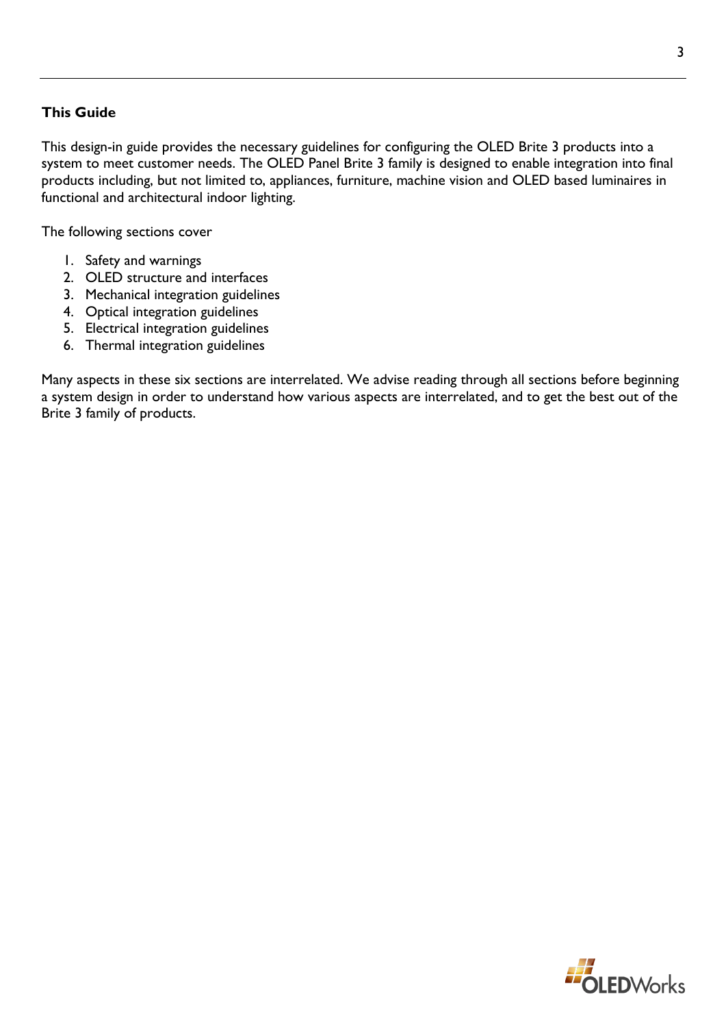**This Guide**

This design-in guide provides the necessary guidelines for configuring the OLED Brite 3 products into a system to meet customer needs. The OLED Panel Brite 3 family is designed to enable integration into final products including, but not limited to, appliances, furniture, machine vision and OLED based luminaires in functional and architectural indoor lighting.

The following sections cover

1. Safety and warnings
2. OLED structure and interfaces
3. Mechanical integration guidelines
4. Optical integration guidelines
5. Electrical integration guidelines
6. Thermal integration guidelines

Many aspects in these six sections are interrelated. We advise reading through all sections before beginning a system design in order to understand how various aspects are interrelated, and to get the best out of the Brite 3 family of products.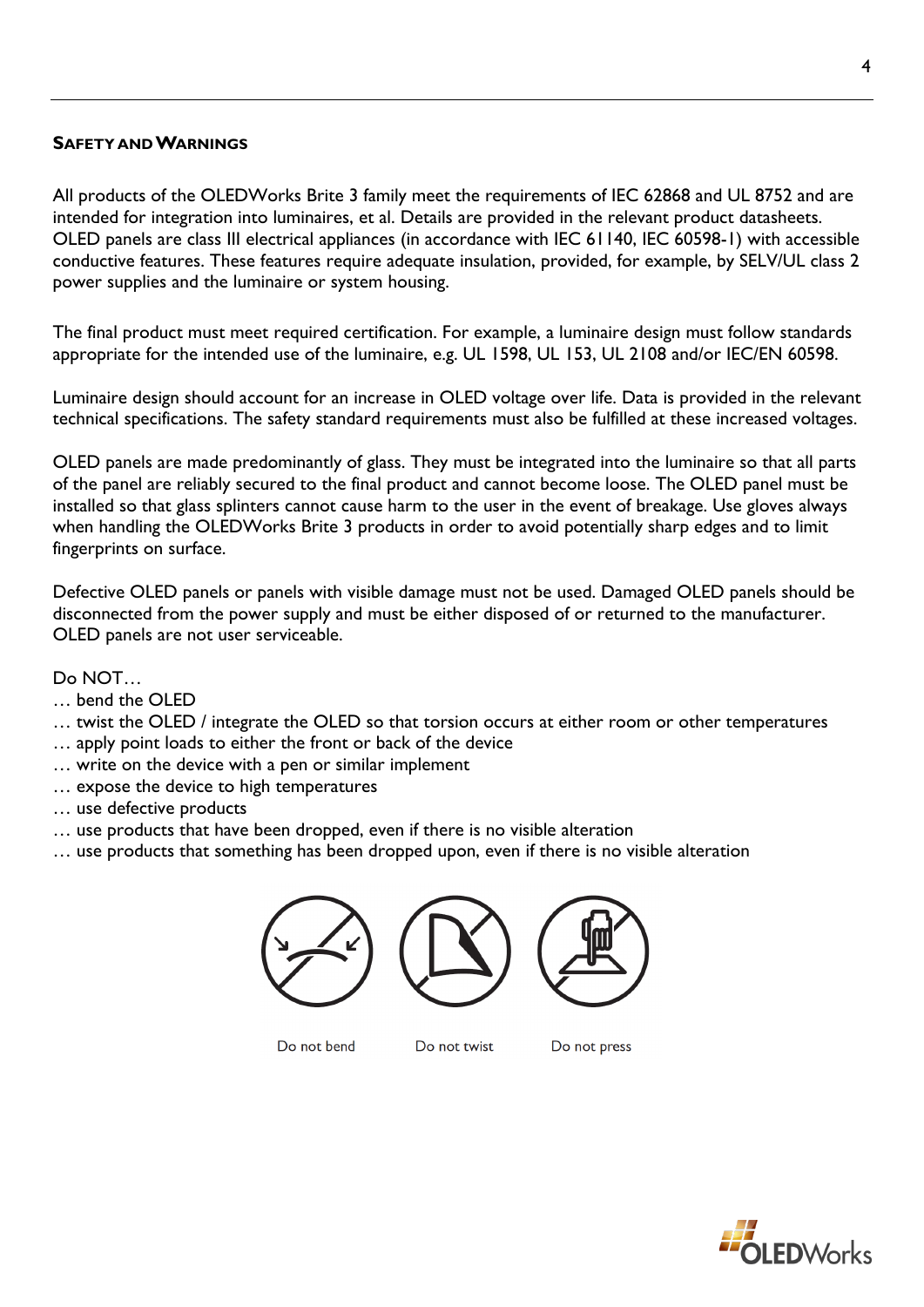## Safety and Warnings

All products of the OLEDWorks Brite 3 family meet the requirements of IEC 62868 and UL 8752 and are intended for integration into luminaires, et al. Details are provided in the relevant product datasheets. OLED panels are class III electrical appliances (in accordance with IEC 61140, IEC 60598-1) with accessible conductive features. These features require adequate insulation, provided, for example, by SELV/UL class 2 power supplies and the luminaire or system housing.

The final product must meet required certification. For example, a luminaire design must follow standards appropriate for the intended use of the luminaire, e.g. UL 1598, UL 153, UL 2108 and/or IEC/EN 60598.

Luminaire design should account for an increase in OLED voltage over life. Data is provided in the relevant technical specifications. The safety standard requirements must also be fulfilled at these increased voltages.

OLED panels are made predominantly of glass. They must be integrated into the luminaire so that all parts of the panel are reliably secured to the final product and cannot become loose. The OLED panel must be installed so that glass splinters cannot cause harm to the user in the event of breakage. Use gloves always when handling the OLEDWorks Brite 3 products in order to avoid potentially sharp edges and to limit fingerprints on surface.

Defective OLED panels or panels with visible damage must not be used. Damaged OLED panels should be disconnected from the power supply and must be either disposed of or returned to the manufacturer. OLED panels are not user serviceable.

Do NOT…
- … bend the OLED
- … twist the OLED / integrate the OLED so that torsion occurs at either room or other temperatures
- … apply point loads to either the front or back of the device
- … write on the device with a pen or similar implement
- … expose the device to high temperatures
- … use defective products
- … use products that have been dropped, even if there is no visible alteration
- … use products that something has been dropped upon, even if there is no visible alteration

Do not bend    Do not twist    Do not press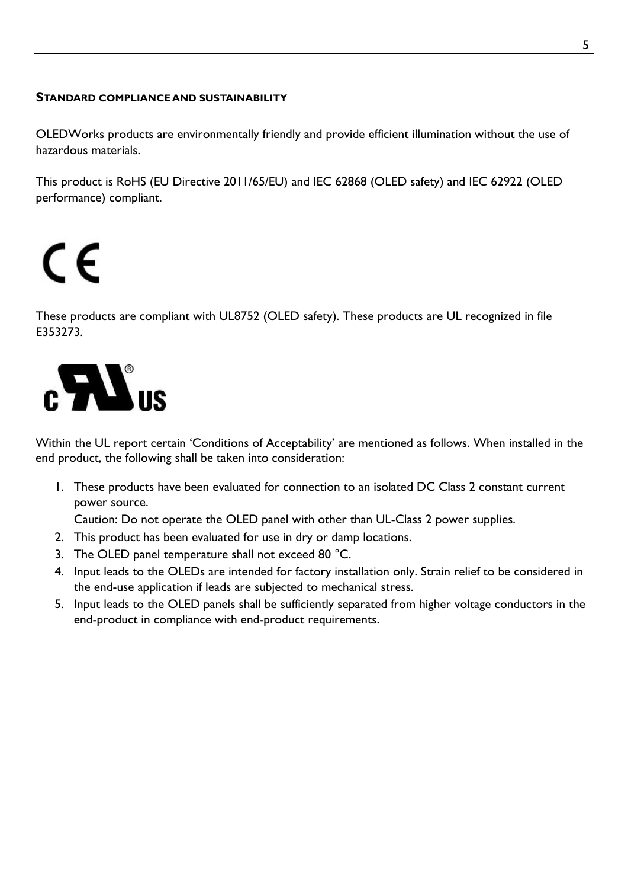### Standard compliance and sustainability

OLEDWorks products are environmentally friendly and provide efficient illumination without the use of hazardous materials.

This product is RoHS (EU Directive 2011/65/EU) and IEC 62868 (OLED safety) and IEC 62922 (OLED performance) compliant.

These products are compliant with UL8752 (OLED safety). These products are UL recognized in file E353273.

Within the UL report certain 'Conditions of Acceptability' are mentioned as follows. When installed in the end product, the following shall be taken into consideration:

1. These products have been evaluated for connection to an isolated DC Class 2 constant current power source.
   Caution: Do not operate the OLED panel with other than UL-Class 2 power supplies.
2. This product has been evaluated for use in dry or damp locations.
3. The OLED panel temperature shall not exceed 80 °C.
4. Input leads to the OLEDs are intended for factory installation only. Strain relief to be considered in the end-use application if leads are subjected to mechanical stress.
5. Input leads to the OLED panels shall be sufficiently separated from higher voltage conductors in the end-product in compliance with end-product requirements.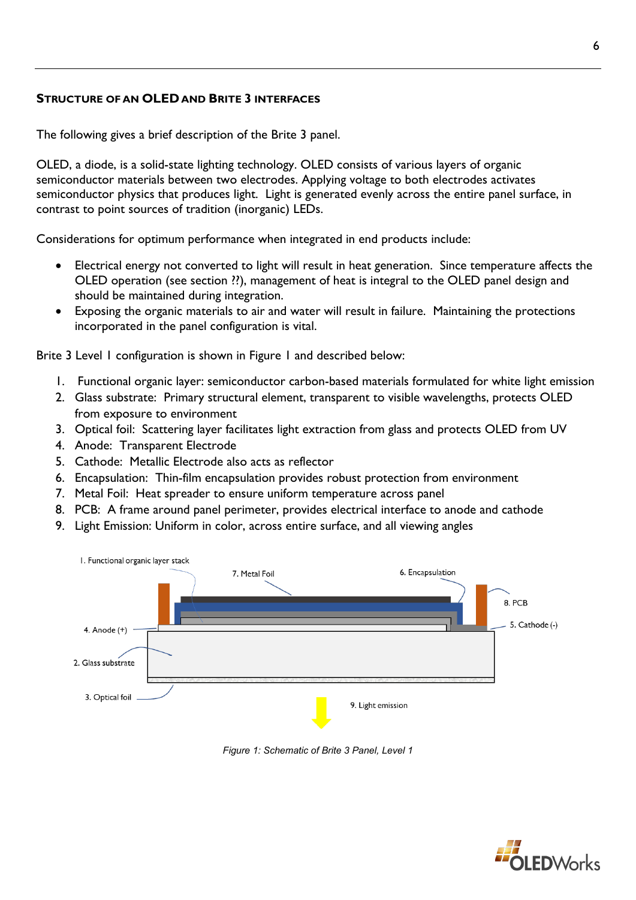## STRUCTURE OF AN OLED AND BRITE 3 INTERFACES

The following gives a brief description of the Brite 3 panel.

OLED, a diode, is a solid-state lighting technology. OLED consists of various layers of organic semiconductor materials between two electrodes. Applying voltage to both electrodes activates semiconductor physics that produces light. Light is generated evenly across the entire panel surface, in contrast to point sources of tradition (inorganic) LEDs.

Considerations for optimum performance when integrated in end products include:

- Electrical energy not converted to light will result in heat generation. Since temperature affects the OLED operation (see section ??), management of heat is integral to the OLED panel design and should be maintained during integration.
- Exposing the organic materials to air and water will result in failure. Maintaining the protections incorporated in the panel configuration is vital.

Brite 3 Level 1 configuration is shown in Figure 1 and described below:

1. Functional organic layer: semiconductor carbon-based materials formulated for white light emission
2. Glass substrate: Primary structural element, transparent to visible wavelengths, protects OLED from exposure to environment
3. Optical foil: Scattering layer facilitates light extraction from glass and protects OLED from UV
4. Anode: Transparent Electrode
5. Cathode: Metallic Electrode also acts as reflector
6. Encapsulation: Thin-film encapsulation provides robust protection from environment
7. Metal Foil: Heat spreader to ensure uniform temperature across panel
8. PCB: A frame around panel perimeter, provides electrical interface to anode and cathode
9. Light Emission: Uniform in color, across entire surface, and all viewing angles

1. Functional organic layer stack
7. Metal Foil
6. Encapsulation
8. PCB
4. Anode (+)
5. Cathode (-)
2. Glass substrate
3. Optical foil
9. Light emission

*Figure 1: Schematic of Brite 3 Panel, Level 1*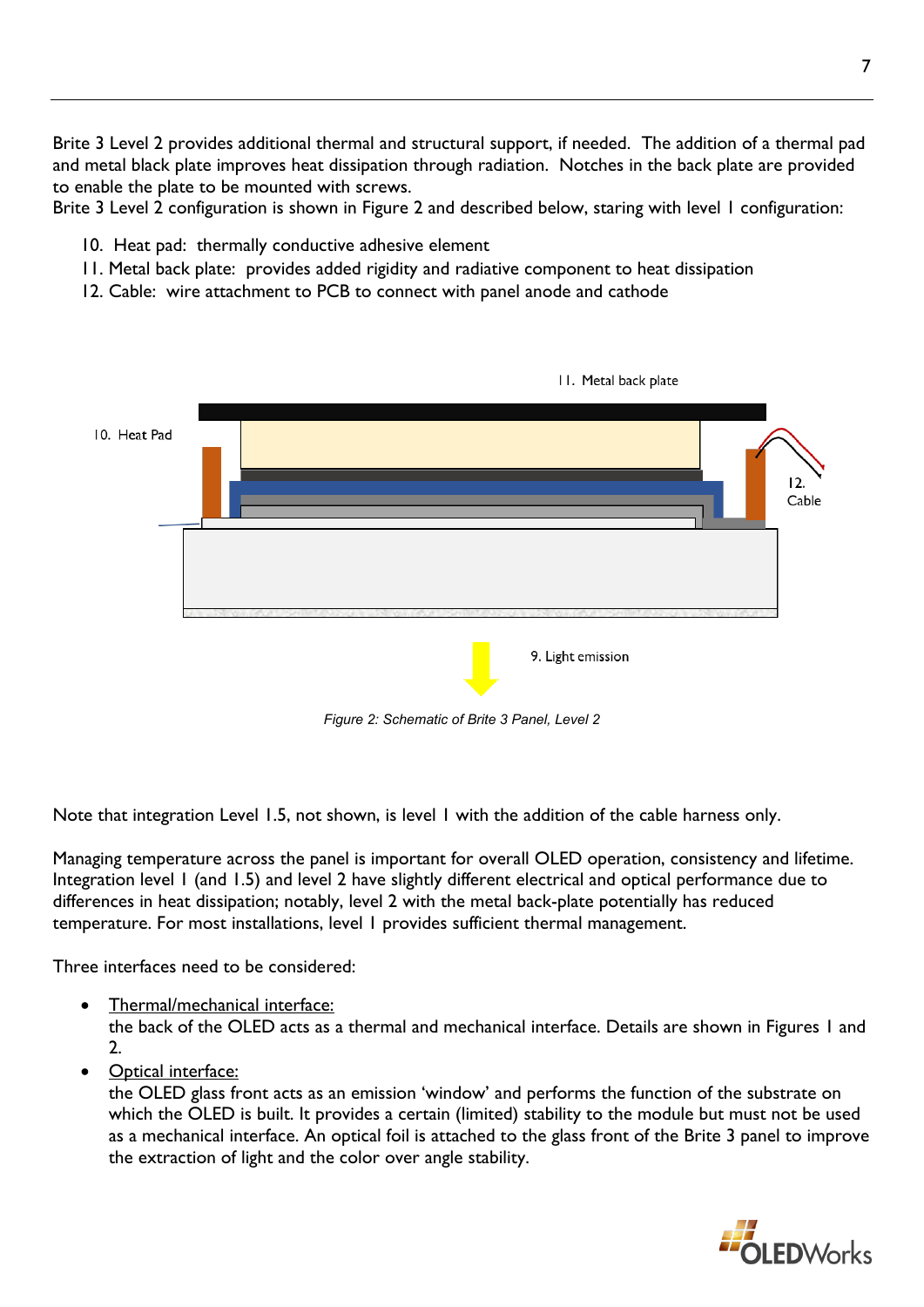Brite 3 Level 2 provides additional thermal and structural support, if needed. The addition of a thermal pad and metal black plate improves heat dissipation through radiation. Notches in the back plate are provided to enable the plate to be mounted with screws.
Brite 3 Level 2 configuration is shown in Figure 2 and described below, staring with level 1 configuration:

10. Heat pad: thermally conductive adhesive element
11. Metal back plate: provides added rigidity and radiative component to heat dissipation
12. Cable: wire attachment to PCB to connect with panel anode and cathode

11. Metal back plate

10. Heat Pad

12. Cable

9. Light emission

*Figure 2: Schematic of Brite 3 Panel, Level 2*

Note that integration Level 1.5, not shown, is level 1 with the addition of the cable harness only.

Managing temperature across the panel is important for overall OLED operation, consistency and lifetime. Integration level 1 (and 1.5) and level 2 have slightly different electrical and optical performance due to differences in heat dissipation; notably, level 2 with the metal back-plate potentially has reduced temperature. For most installations, level 1 provides sufficient thermal management.

Three interfaces need to be considered:

- Thermal/mechanical interface:
  the back of the OLED acts as a thermal and mechanical interface. Details are shown in Figures 1 and 2.
- Optical interface:
  the OLED glass front acts as an emission 'window' and performs the function of the substrate on which the OLED is built. It provides a certain (limited) stability to the module but must not be used as a mechanical interface. An optical foil is attached to the glass front of the Brite 3 panel to improve the extraction of light and the color over angle stability.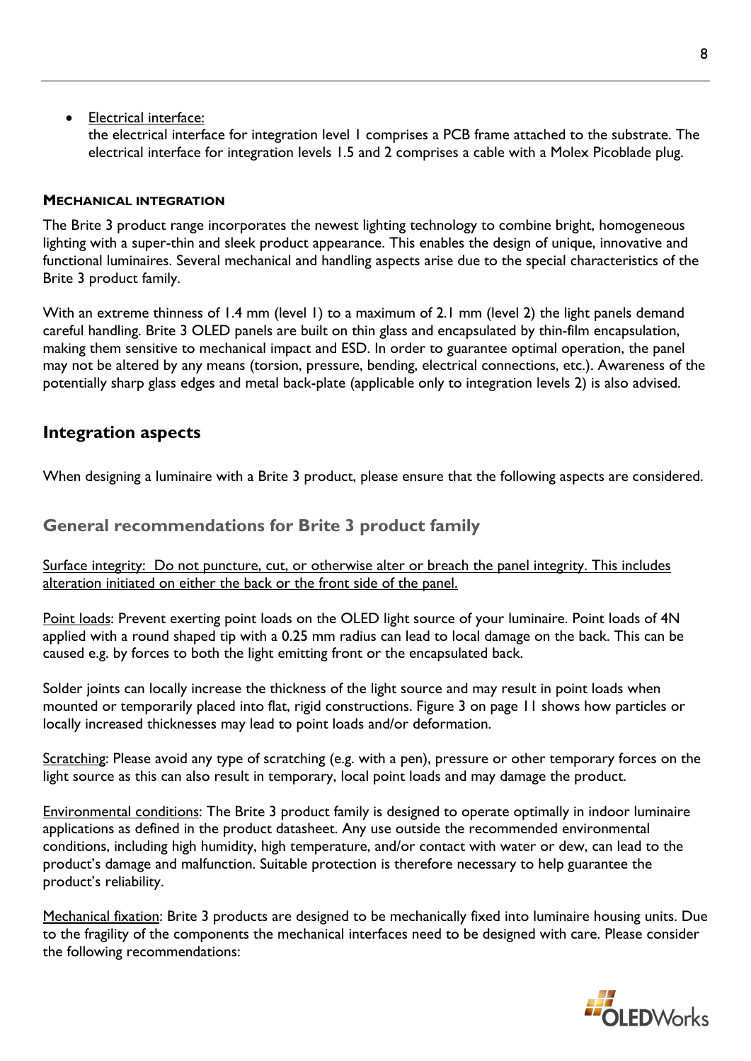- Electrical interface:
  the electrical interface for integration level 1 comprises a PCB frame attached to the substrate. The electrical interface for integration levels 1.5 and 2 comprises a cable with a Molex Picoblade plug.

**MECHANICAL INTEGRATION**

The Brite 3 product range incorporates the newest lighting technology to combine bright, homogeneous lighting with a super-thin and sleek product appearance. This enables the design of unique, innovative and functional luminaires. Several mechanical and handling aspects arise due to the special characteristics of the Brite 3 product family.

With an extreme thinness of 1.4 mm (level 1) to a maximum of 2.1 mm (level 2) the light panels demand careful handling. Brite 3 OLED panels are built on thin glass and encapsulated by thin-film encapsulation, making them sensitive to mechanical impact and ESD. In order to guarantee optimal operation, the panel may not be altered by any means (torsion, pressure, bending, electrical connections, etc.). Awareness of the potentially sharp glass edges and metal back-plate (applicable only to integration levels 2) is also advised.

## Integration aspects

When designing a luminaire with a Brite 3 product, please ensure that the following aspects are considered.

### General recommendations for Brite 3 product family

Surface integrity: Do not puncture, cut, or otherwise alter or breach the panel integrity. This includes alteration initiated on either the back or the front side of the panel.

Point loads: Prevent exerting point loads on the OLED light source of your luminaire. Point loads of 4N applied with a round shaped tip with a 0.25 mm radius can lead to local damage on the back. This can be caused e.g. by forces to both the light emitting front or the encapsulated back.

Solder joints can locally increase the thickness of the light source and may result in point loads when mounted or temporarily placed into flat, rigid constructions. Figure 3 on page 11 shows how particles or locally increased thicknesses may lead to point loads and/or deformation.

Scratching: Please avoid any type of scratching (e.g. with a pen), pressure or other temporary forces on the light source as this can also result in temporary, local point loads and may damage the product.

Environmental conditions: The Brite 3 product family is designed to operate optimally in indoor luminaire applications as defined in the product datasheet. Any use outside the recommended environmental conditions, including high humidity, high temperature, and/or contact with water or dew, can lead to the product's damage and malfunction. Suitable protection is therefore necessary to help guarantee the product's reliability.

Mechanical fixation: Brite 3 products are designed to be mechanically fixed into luminaire housing units. Due to the fragility of the components the mechanical interfaces need to be designed with care. Please consider the following recommendations: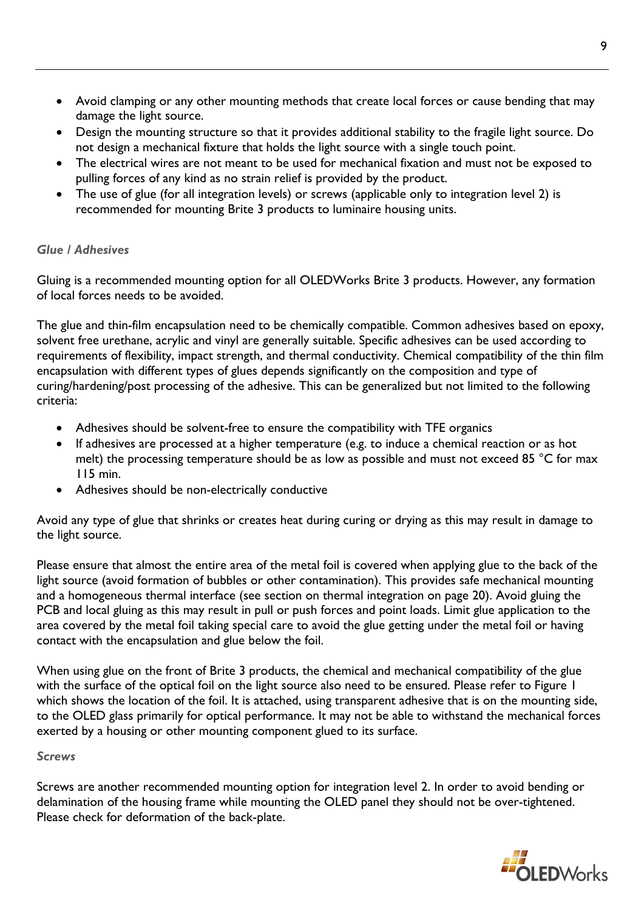- Avoid clamping or any other mounting methods that create local forces or cause bending that may damage the light source.
- Design the mounting structure so that it provides additional stability to the fragile light source. Do not design a mechanical fixture that holds the light source with a single touch point.
- The electrical wires are not meant to be used for mechanical fixation and must not be exposed to pulling forces of any kind as no strain relief is provided by the product.
- The use of glue (for all integration levels) or screws (applicable only to integration level 2) is recommended for mounting Brite 3 products to luminaire housing units.

### *Glue / Adhesives*

Gluing is a recommended mounting option for all OLEDWorks Brite 3 products. However, any formation of local forces needs to be avoided.

The glue and thin-film encapsulation need to be chemically compatible. Common adhesives based on epoxy, solvent free urethane, acrylic and vinyl are generally suitable. Specific adhesives can be used according to requirements of flexibility, impact strength, and thermal conductivity. Chemical compatibility of the thin film encapsulation with different types of glues depends significantly on the composition and type of curing/hardening/post processing of the adhesive. This can be generalized but not limited to the following criteria:

- Adhesives should be solvent-free to ensure the compatibility with TFE organics
- If adhesives are processed at a higher temperature (e.g. to induce a chemical reaction or as hot melt) the processing temperature should be as low as possible and must not exceed 85 °C for max 115 min.
- Adhesives should be non-electrically conductive

Avoid any type of glue that shrinks or creates heat during curing or drying as this may result in damage to the light source.

Please ensure that almost the entire area of the metal foil is covered when applying glue to the back of the light source (avoid formation of bubbles or other contamination). This provides safe mechanical mounting and a homogeneous thermal interface (see section on thermal integration on page 20). Avoid gluing the PCB and local gluing as this may result in pull or push forces and point loads. Limit glue application to the area covered by the metal foil taking special care to avoid the glue getting under the metal foil or having contact with the encapsulation and glue below the foil.

When using glue on the front of Brite 3 products, the chemical and mechanical compatibility of the glue with the surface of the optical foil on the light source also need to be ensured. Please refer to Figure 1 which shows the location of the foil. It is attached, using transparent adhesive that is on the mounting side, to the OLED glass primarily for optical performance. It may not be able to withstand the mechanical forces exerted by a housing or other mounting component glued to its surface.

### *Screws*

Screws are another recommended mounting option for integration level 2. In order to avoid bending or delamination of the housing frame while mounting the OLED panel they should not be over-tightened. Please check for deformation of the back-plate.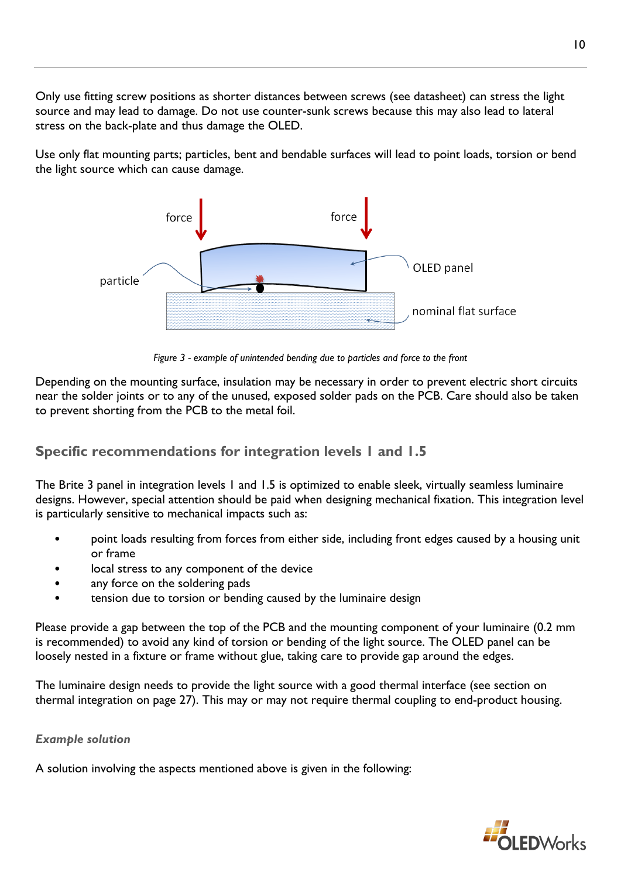Only use fitting screw positions as shorter distances between screws (see datasheet) can stress the light source and may lead to damage. Do not use counter-sunk screws because this may also lead to lateral stress on the back-plate and thus damage the OLED.

Use only flat mounting parts; particles, bent and bendable surfaces will lead to point loads, torsion or bend the light source which can cause damage.

*Figure 3 - example of unintended bending due to particles and force to the front*

Depending on the mounting surface, insulation may be necessary in order to prevent electric short circuits near the solder joints or to any of the unused, exposed solder pads on the PCB. Care should also be taken to prevent shorting from the PCB to the metal foil.

## Specific recommendations for integration levels 1 and 1.5

The Brite 3 panel in integration levels 1 and 1.5 is optimized to enable sleek, virtually seamless luminaire designs. However, special attention should be paid when designing mechanical fixation. This integration level is particularly sensitive to mechanical impacts such as:

- point loads resulting from forces from either side, including front edges caused by a housing unit or frame
- local stress to any component of the device
- any force on the soldering pads
- tension due to torsion or bending caused by the luminaire design

Please provide a gap between the top of the PCB and the mounting component of your luminaire (0.2 mm is recommended) to avoid any kind of torsion or bending of the light source. The OLED panel can be loosely nested in a fixture or frame without glue, taking care to provide gap around the edges.

The luminaire design needs to provide the light source with a good thermal interface (see section on thermal integration on page 27). This may or may not require thermal coupling to end-product housing.

### *Example solution*

A solution involving the aspects mentioned above is given in the following: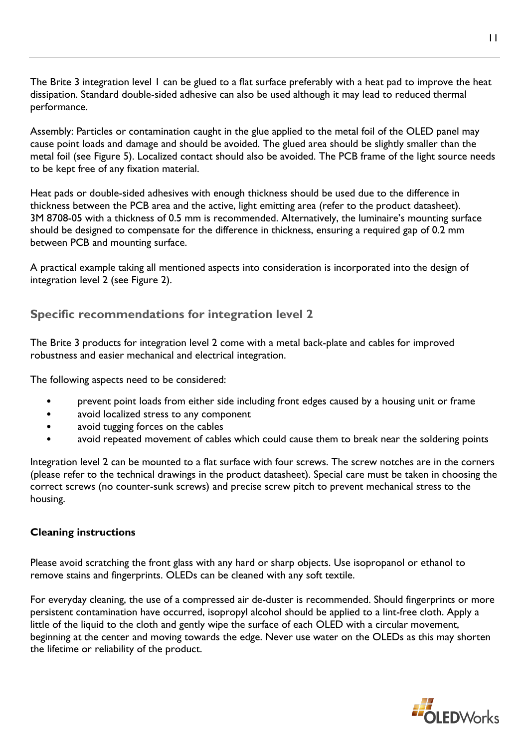The Brite 3 integration level 1 can be glued to a flat surface preferably with a heat pad to improve the heat dissipation. Standard double-sided adhesive can also be used although it may lead to reduced thermal performance.

Assembly: Particles or contamination caught in the glue applied to the metal foil of the OLED panel may cause point loads and damage and should be avoided. The glued area should be slightly smaller than the metal foil (see Figure 5). Localized contact should also be avoided. The PCB frame of the light source needs to be kept free of any fixation material.

Heat pads or double-sided adhesives with enough thickness should be used due to the difference in thickness between the PCB area and the active, light emitting area (refer to the product datasheet). 3M 8708-05 with a thickness of 0.5 mm is recommended. Alternatively, the luminaire's mounting surface should be designed to compensate for the difference in thickness, ensuring a required gap of 0.2 mm between PCB and mounting surface.

A practical example taking all mentioned aspects into consideration is incorporated into the design of integration level 2 (see Figure 2).

## Specific recommendations for integration level 2

The Brite 3 products for integration level 2 come with a metal back-plate and cables for improved robustness and easier mechanical and electrical integration.

The following aspects need to be considered:

- prevent point loads from either side including front edges caused by a housing unit or frame
- avoid localized stress to any component
- avoid tugging forces on the cables
- avoid repeated movement of cables which could cause them to break near the soldering points

Integration level 2 can be mounted to a flat surface with four screws. The screw notches are in the corners (please refer to the technical drawings in the product datasheet). Special care must be taken in choosing the correct screws (no counter-sunk screws) and precise screw pitch to prevent mechanical stress to the housing.

**Cleaning instructions**

Please avoid scratching the front glass with any hard or sharp objects. Use isopropanol or ethanol to remove stains and fingerprints. OLEDs can be cleaned with any soft textile.

For everyday cleaning, the use of a compressed air de-duster is recommended. Should fingerprints or more persistent contamination have occurred, isopropyl alcohol should be applied to a lint-free cloth. Apply a little of the liquid to the cloth and gently wipe the surface of each OLED with a circular movement, beginning at the center and moving towards the edge. Never use water on the OLEDs as this may shorten the lifetime or reliability of the product.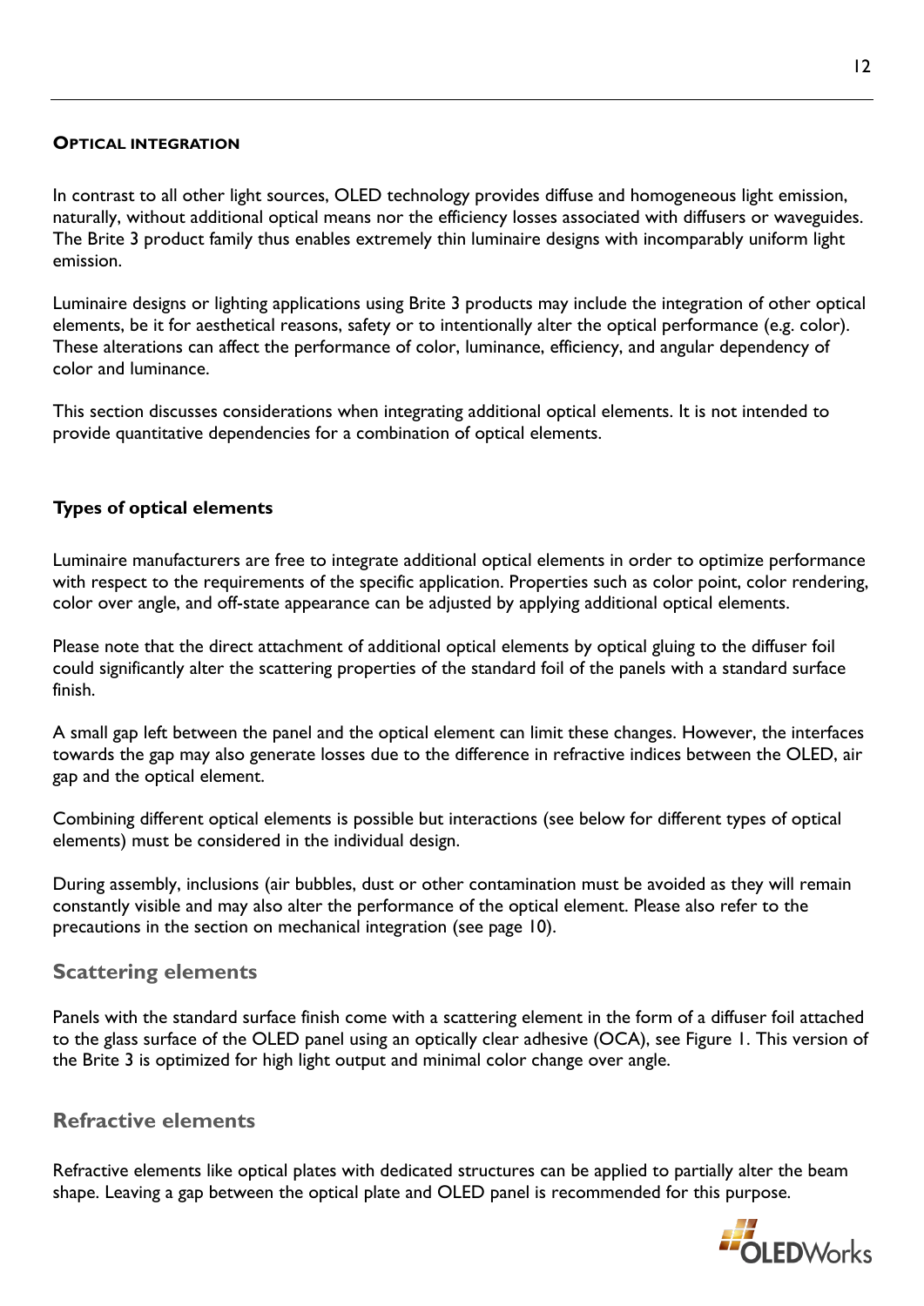## OPTICAL INTEGRATION

In contrast to all other light sources, OLED technology provides diffuse and homogeneous light emission, naturally, without additional optical means nor the efficiency losses associated with diffusers or waveguides. The Brite 3 product family thus enables extremely thin luminaire designs with incomparably uniform light emission.

Luminaire designs or lighting applications using Brite 3 products may include the integration of other optical elements, be it for aesthetical reasons, safety or to intentionally alter the optical performance (e.g. color). These alterations can affect the performance of color, luminance, efficiency, and angular dependency of color and luminance.

This section discusses considerations when integrating additional optical elements. It is not intended to provide quantitative dependencies for a combination of optical elements.

### Types of optical elements

Luminaire manufacturers are free to integrate additional optical elements in order to optimize performance with respect to the requirements of the specific application. Properties such as color point, color rendering, color over angle, and off-state appearance can be adjusted by applying additional optical elements.

Please note that the direct attachment of additional optical elements by optical gluing to the diffuser foil could significantly alter the scattering properties of the standard foil of the panels with a standard surface finish.

A small gap left between the panel and the optical element can limit these changes. However, the interfaces towards the gap may also generate losses due to the difference in refractive indices between the OLED, air gap and the optical element.

Combining different optical elements is possible but interactions (see below for different types of optical elements) must be considered in the individual design.

During assembly, inclusions (air bubbles, dust or other contamination must be avoided as they will remain constantly visible and may also alter the performance of the optical element. Please also refer to the precautions in the section on mechanical integration (see page 10).

### Scattering elements

Panels with the standard surface finish come with a scattering element in the form of a diffuser foil attached to the glass surface of the OLED panel using an optically clear adhesive (OCA), see Figure 1. This version of the Brite 3 is optimized for high light output and minimal color change over angle.

### Refractive elements

Refractive elements like optical plates with dedicated structures can be applied to partially alter the beam shape. Leaving a gap between the optical plate and OLED panel is recommended for this purpose.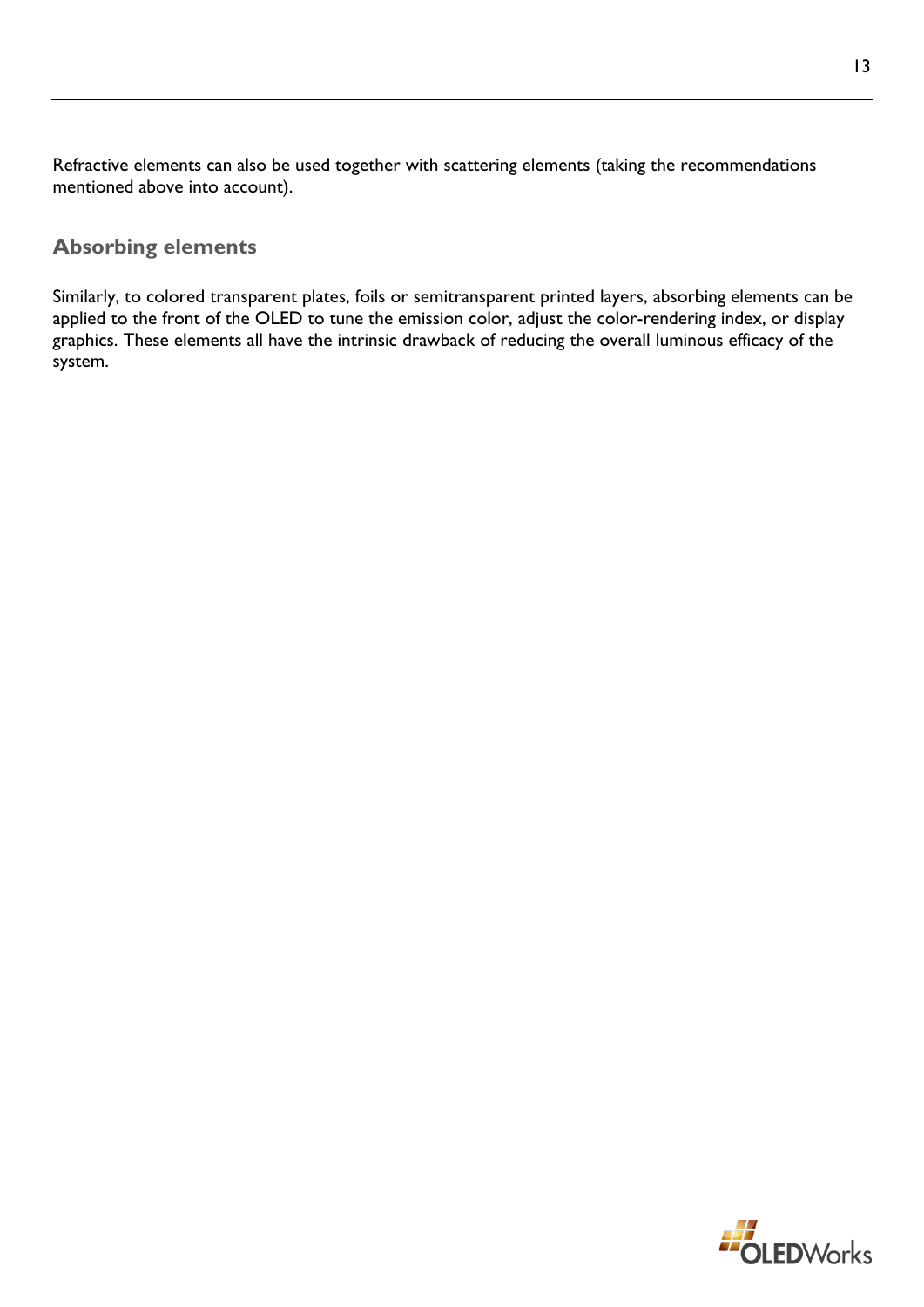Refractive elements can also be used together with scattering elements (taking the recommendations mentioned above into account).

### Absorbing elements

Similarly, to colored transparent plates, foils or semitransparent printed layers, absorbing elements can be applied to the front of the OLED to tune the emission color, adjust the color-rendering index, or display graphics. These elements all have the intrinsic drawback of reducing the overall luminous efficacy of the system.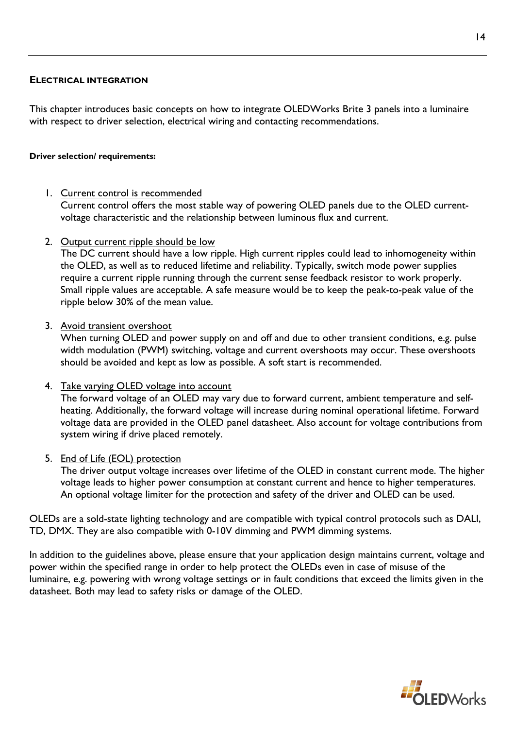## ELECTRICAL INTEGRATION

This chapter introduces basic concepts on how to integrate OLEDWorks Brite 3 panels into a luminaire with respect to driver selection, electrical wiring and contacting recommendations.

**Driver selection/ requirements:**

1. Current control is recommended
   Current control offers the most stable way of powering OLED panels due to the OLED current-voltage characteristic and the relationship between luminous flux and current.

2. Output current ripple should be low
   The DC current should have a low ripple. High current ripples could lead to inhomogeneity within the OLED, as well as to reduced lifetime and reliability. Typically, switch mode power supplies require a current ripple running through the current sense feedback resistor to work properly. Small ripple values are acceptable. A safe measure would be to keep the peak-to-peak value of the ripple below 30% of the mean value.

3. Avoid transient overshoot
   When turning OLED and power supply on and off and due to other transient conditions, e.g. pulse width modulation (PWM) switching, voltage and current overshoots may occur. These overshoots should be avoided and kept as low as possible. A soft start is recommended.

4. Take varying OLED voltage into account
   The forward voltage of an OLED may vary due to forward current, ambient temperature and self-heating. Additionally, the forward voltage will increase during nominal operational lifetime. Forward voltage data are provided in the OLED panel datasheet. Also account for voltage contributions from system wiring if drive placed remotely.

5. End of Life (EOL) protection
   The driver output voltage increases over lifetime of the OLED in constant current mode. The higher voltage leads to higher power consumption at constant current and hence to higher temperatures. An optional voltage limiter for the protection and safety of the driver and OLED can be used.

OLEDs are a sold-state lighting technology and are compatible with typical control protocols such as DALI, TD, DMX. They are also compatible with 0-10V dimming and PWM dimming systems.

In addition to the guidelines above, please ensure that your application design maintains current, voltage and power within the specified range in order to help protect the OLEDs even in case of misuse of the luminaire, e.g. powering with wrong voltage settings or in fault conditions that exceed the limits given in the datasheet. Both may lead to safety risks or damage of the OLED.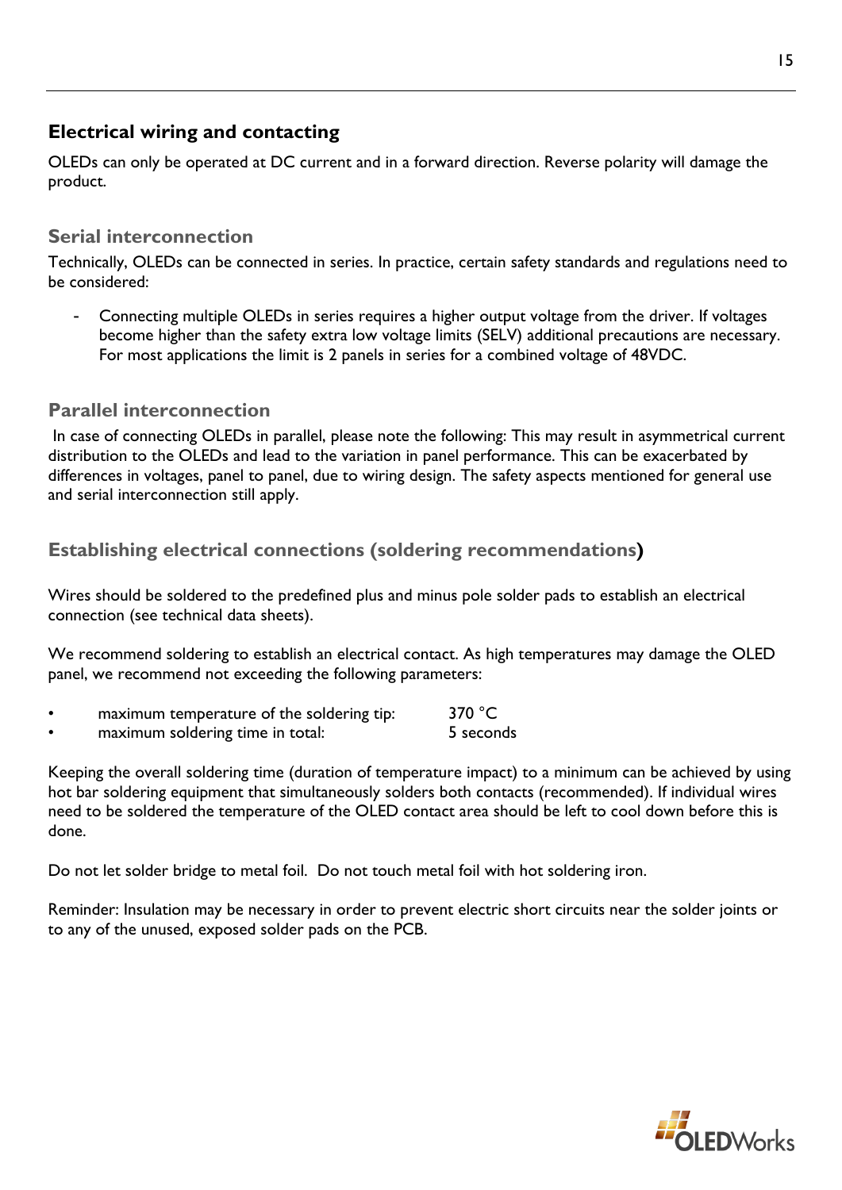## Electrical wiring and contacting

OLEDs can only be operated at DC current and in a forward direction. Reverse polarity will damage the product.

### Serial interconnection

Technically, OLEDs can be connected in series. In practice, certain safety standards and regulations need to be considered:

- Connecting multiple OLEDs in series requires a higher output voltage from the driver. If voltages become higher than the safety extra low voltage limits (SELV) additional precautions are necessary. For most applications the limit is 2 panels in series for a combined voltage of 48VDC.

### Parallel interconnection

In case of connecting OLEDs in parallel, please note the following: This may result in asymmetrical current distribution to the OLEDs and lead to the variation in panel performance. This can be exacerbated by differences in voltages, panel to panel, due to wiring design. The safety aspects mentioned for general use and serial interconnection still apply.

### Establishing electrical connections (soldering recommendations)

Wires should be soldered to the predefined plus and minus pole solder pads to establish an electrical connection (see technical data sheets).

We recommend soldering to establish an electrical contact. As high temperatures may damage the OLED panel, we recommend not exceeding the following parameters:

- maximum temperature of the soldering tip: 370 °C
- maximum soldering time in total: 5 seconds

Keeping the overall soldering time (duration of temperature impact) to a minimum can be achieved by using hot bar soldering equipment that simultaneously solders both contacts (recommended). If individual wires need to be soldered the temperature of the OLED contact area should be left to cool down before this is done.

Do not let solder bridge to metal foil. Do not touch metal foil with hot soldering iron.

Reminder: Insulation may be necessary in order to prevent electric short circuits near the solder joints or to any of the unused, exposed solder pads on the PCB.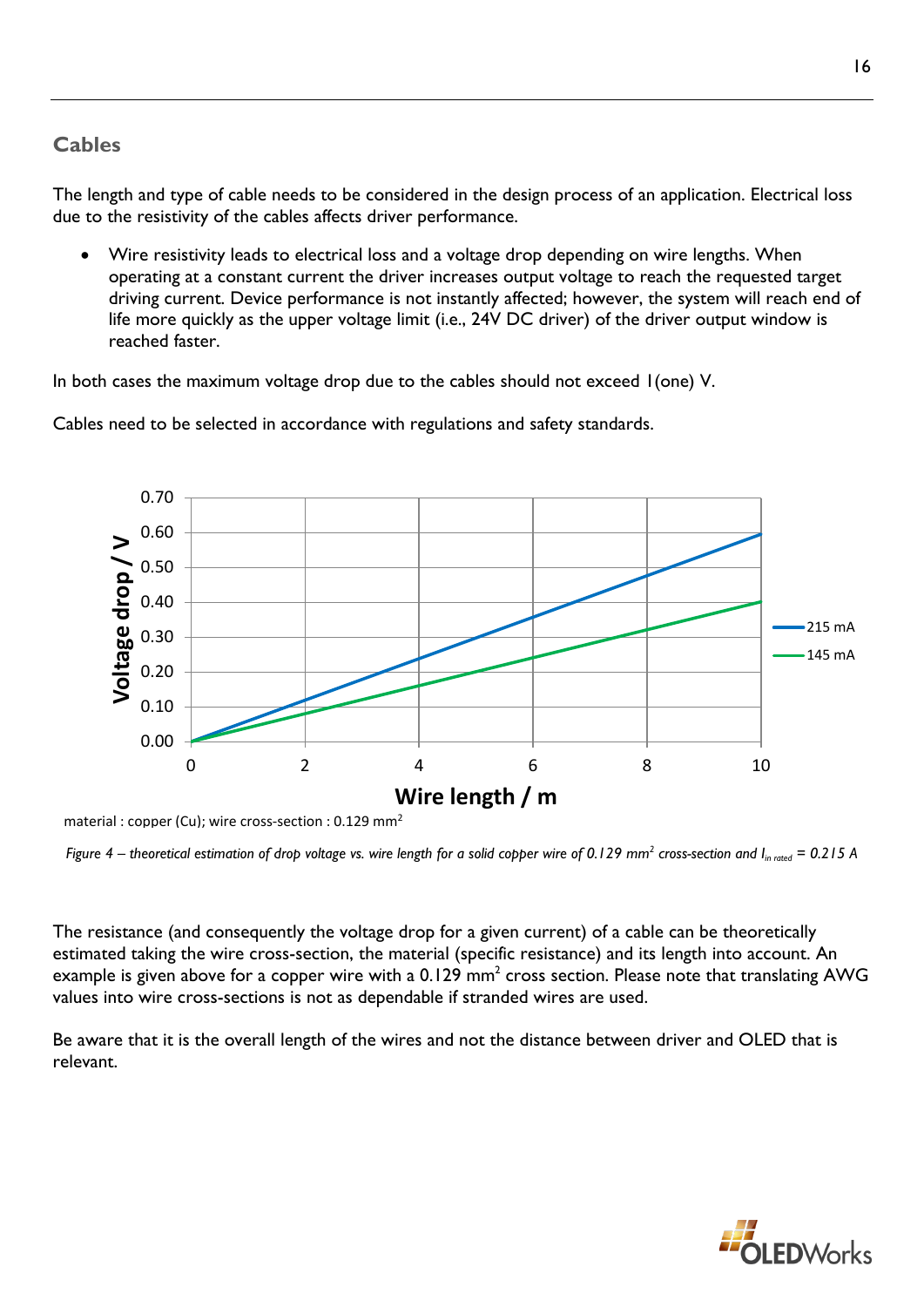## Cables

The length and type of cable needs to be considered in the design process of an application. Electrical loss due to the resistivity of the cables affects driver performance.

- Wire resistivity leads to electrical loss and a voltage drop depending on wire lengths. When operating at a constant current the driver increases output voltage to reach the requested target driving current. Device performance is not instantly affected; however, the system will reach end of life more quickly as the upper voltage limit (i.e., 24V DC driver) of the driver output window is reached faster.

In both cases the maximum voltage drop due to the cables should not exceed 1(one) V.

Cables need to be selected in accordance with regulations and safety standards.

material : copper (Cu); wire cross-section : 0.129 mm$^2$

*Figure 4 – theoretical estimation of drop voltage vs. wire length for a solid copper wire of 0.129 mm$^2$ cross-section and $I_{in\ rated}$ = 0.215 A*

The resistance (and consequently the voltage drop for a given current) of a cable can be theoretically estimated taking the wire cross-section, the material (specific resistance) and its length into account. An example is given above for a copper wire with a 0.129 mm$^2$ cross section. Please note that translating AWG values into wire cross-sections is not as dependable if stranded wires are used.

Be aware that it is the overall length of the wires and not the distance between driver and OLED that is relevant.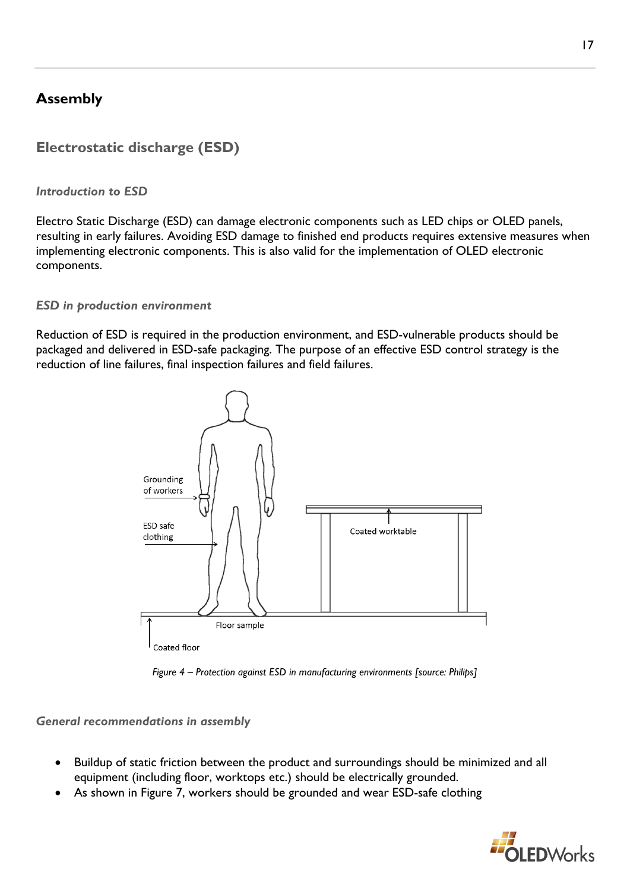# Assembly

## Electrostatic discharge (ESD)

### *Introduction to ESD*

Electro Static Discharge (ESD) can damage electronic components such as LED chips or OLED panels, resulting in early failures. Avoiding ESD damage to finished end products requires extensive measures when implementing electronic components. This is also valid for the implementation of OLED electronic components.

### *ESD in production environment*

Reduction of ESD is required in the production environment, and ESD-vulnerable products should be packaged and delivered in ESD-safe packaging. The purpose of an effective ESD control strategy is the reduction of line failures, final inspection failures and field failures.

*Figure 4 – Protection against ESD in manufacturing environments [source: Philips]*

### *General recommendations in assembly*

- Buildup of static friction between the product and surroundings should be minimized and all equipment (including floor, worktops etc.) should be electrically grounded.
- As shown in Figure 7, workers should be grounded and wear ESD-safe clothing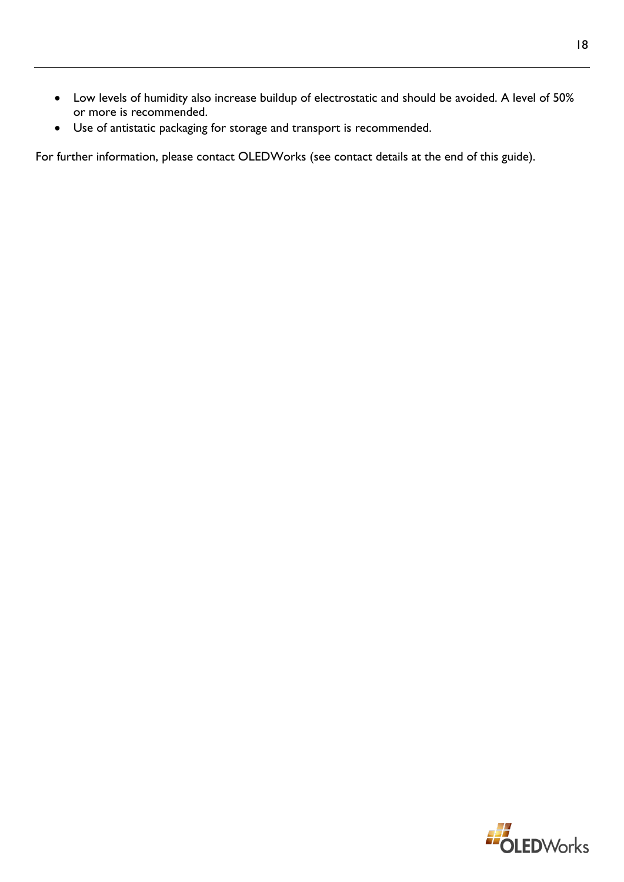- Low levels of humidity also increase buildup of electrostatic and should be avoided. A level of 50% or more is recommended.
- Use of antistatic packaging for storage and transport is recommended.

For further information, please contact OLEDWorks (see contact details at the end of this guide).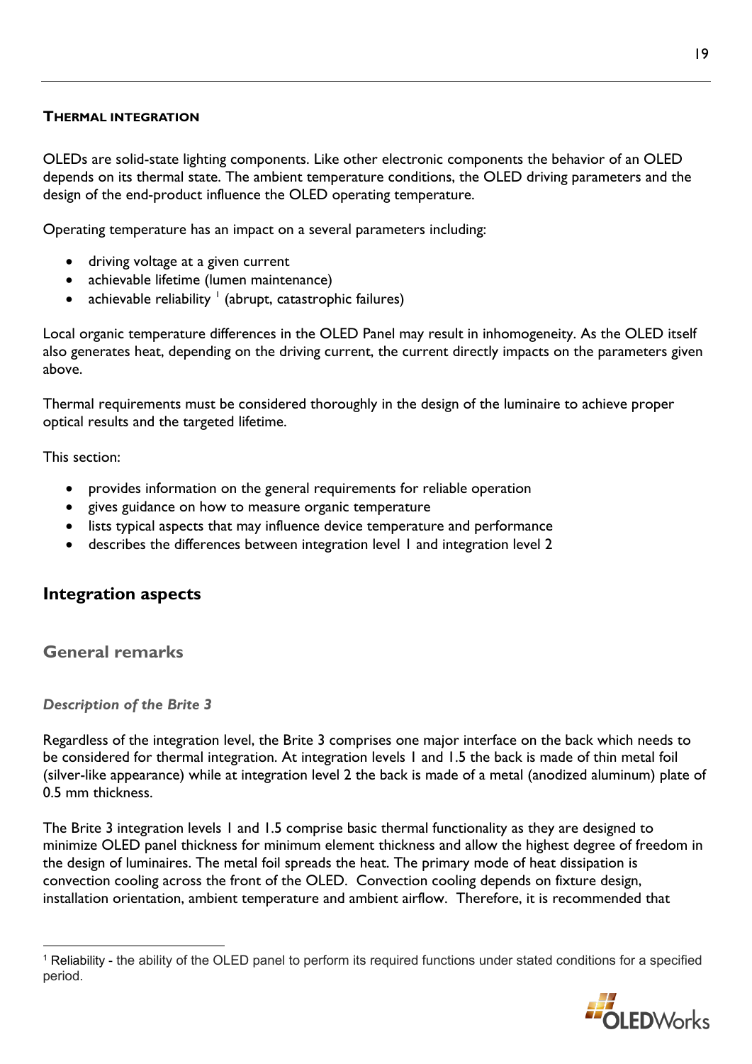### THERMAL INTEGRATION

OLEDs are solid-state lighting components. Like other electronic components the behavior of an OLED depends on its thermal state. The ambient temperature conditions, the OLED driving parameters and the design of the end-product influence the OLED operating temperature.

Operating temperature has an impact on a several parameters including:

- driving voltage at a given current
- achievable lifetime (lumen maintenance)
- achievable reliability [1] (abrupt, catastrophic failures)

Local organic temperature differences in the OLED Panel may result in inhomogeneity. As the OLED itself also generates heat, depending on the driving current, the current directly impacts on the parameters given above.

Thermal requirements must be considered thoroughly in the design of the luminaire to achieve proper optical results and the targeted lifetime.

This section:

- provides information on the general requirements for reliable operation
- gives guidance on how to measure organic temperature
- lists typical aspects that may influence device temperature and performance
- describes the differences between integration level 1 and integration level 2

## Integration aspects

### General remarks

#### *Description of the Brite 3*

Regardless of the integration level, the Brite 3 comprises one major interface on the back which needs to be considered for thermal integration. At integration levels 1 and 1.5 the back is made of thin metal foil (silver-like appearance) while at integration level 2 the back is made of a metal (anodized aluminum) plate of 0.5 mm thickness.

The Brite 3 integration levels 1 and 1.5 comprise basic thermal functionality as they are designed to minimize OLED panel thickness for minimum element thickness and allow the highest degree of freedom in the design of luminaires. The metal foil spreads the heat. The primary mode of heat dissipation is convection cooling across the front of the OLED. Convection cooling depends on fixture design, installation orientation, ambient temperature and ambient airflow. Therefore, it is recommended that

[1] Reliability - the ability of the OLED panel to perform its required functions under stated conditions for a specified period.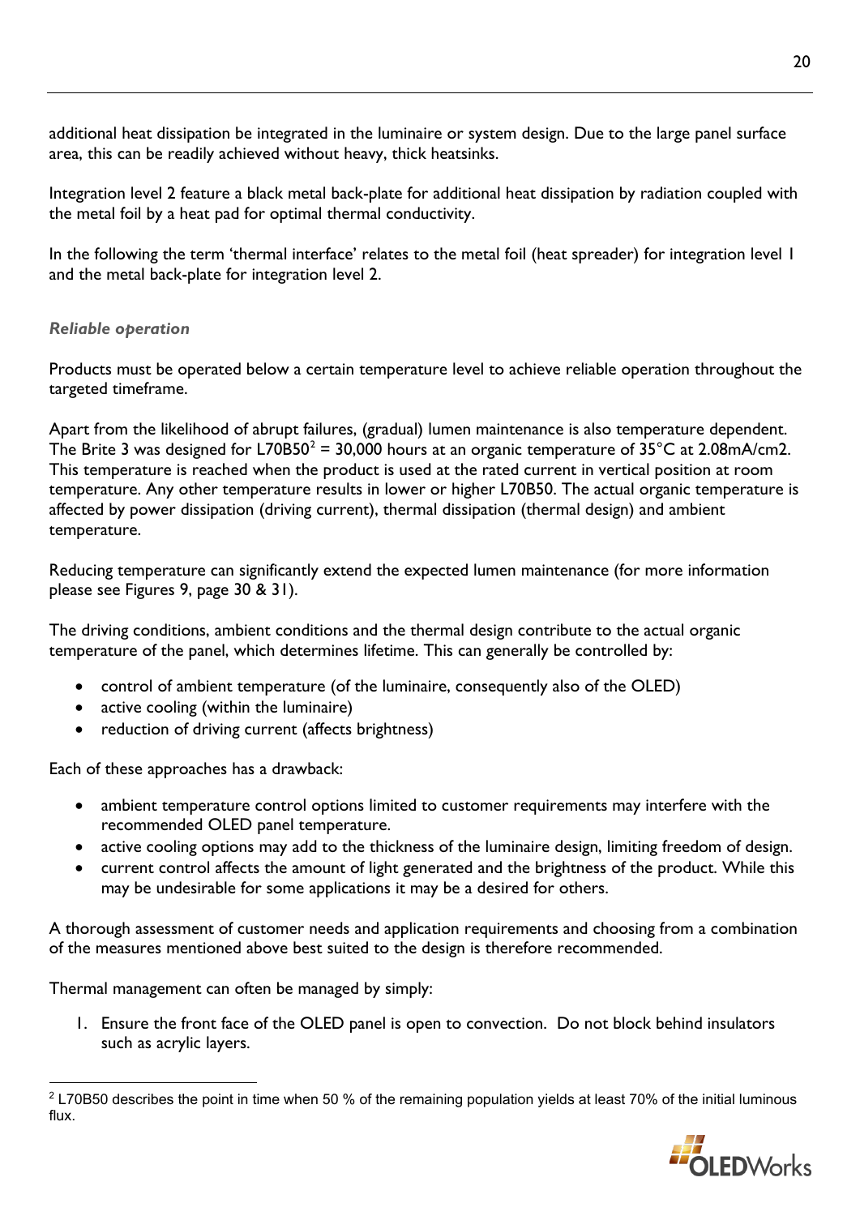additional heat dissipation be integrated in the luminaire or system design. Due to the large panel surface area, this can be readily achieved without heavy, thick heatsinks.

Integration level 2 feature a black metal back-plate for additional heat dissipation by radiation coupled with the metal foil by a heat pad for optimal thermal conductivity.

In the following the term 'thermal interface' relates to the metal foil (heat spreader) for integration level 1 and the metal back-plate for integration level 2.

***Reliable operation***

Products must be operated below a certain temperature level to achieve reliable operation throughout the targeted timeframe.

Apart from the likelihood of abrupt failures, (gradual) lumen maintenance is also temperature dependent. The Brite 3 was designed for L70B50[2] = 30,000 hours at an organic temperature of 35°C at 2.08mA/cm2. This temperature is reached when the product is used at the rated current in vertical position at room temperature. Any other temperature results in lower or higher L70B50. The actual organic temperature is affected by power dissipation (driving current), thermal dissipation (thermal design) and ambient temperature.

Reducing temperature can significantly extend the expected lumen maintenance (for more information please see Figures 9, page 30 & 31).

The driving conditions, ambient conditions and the thermal design contribute to the actual organic temperature of the panel, which determines lifetime. This can generally be controlled by:

- control of ambient temperature (of the luminaire, consequently also of the OLED)
- active cooling (within the luminaire)
- reduction of driving current (affects brightness)

Each of these approaches has a drawback:

- ambient temperature control options limited to customer requirements may interfere with the recommended OLED panel temperature.
- active cooling options may add to the thickness of the luminaire design, limiting freedom of design.
- current control affects the amount of light generated and the brightness of the product. While this may be undesirable for some applications it may be a desired for others.

A thorough assessment of customer needs and application requirements and choosing from a combination of the measures mentioned above best suited to the design is therefore recommended.

Thermal management can often be managed by simply:

1. Ensure the front face of the OLED panel is open to convection. Do not block behind insulators such as acrylic layers.

[2] L70B50 describes the point in time when 50 % of the remaining population yields at least 70% of the initial luminous flux.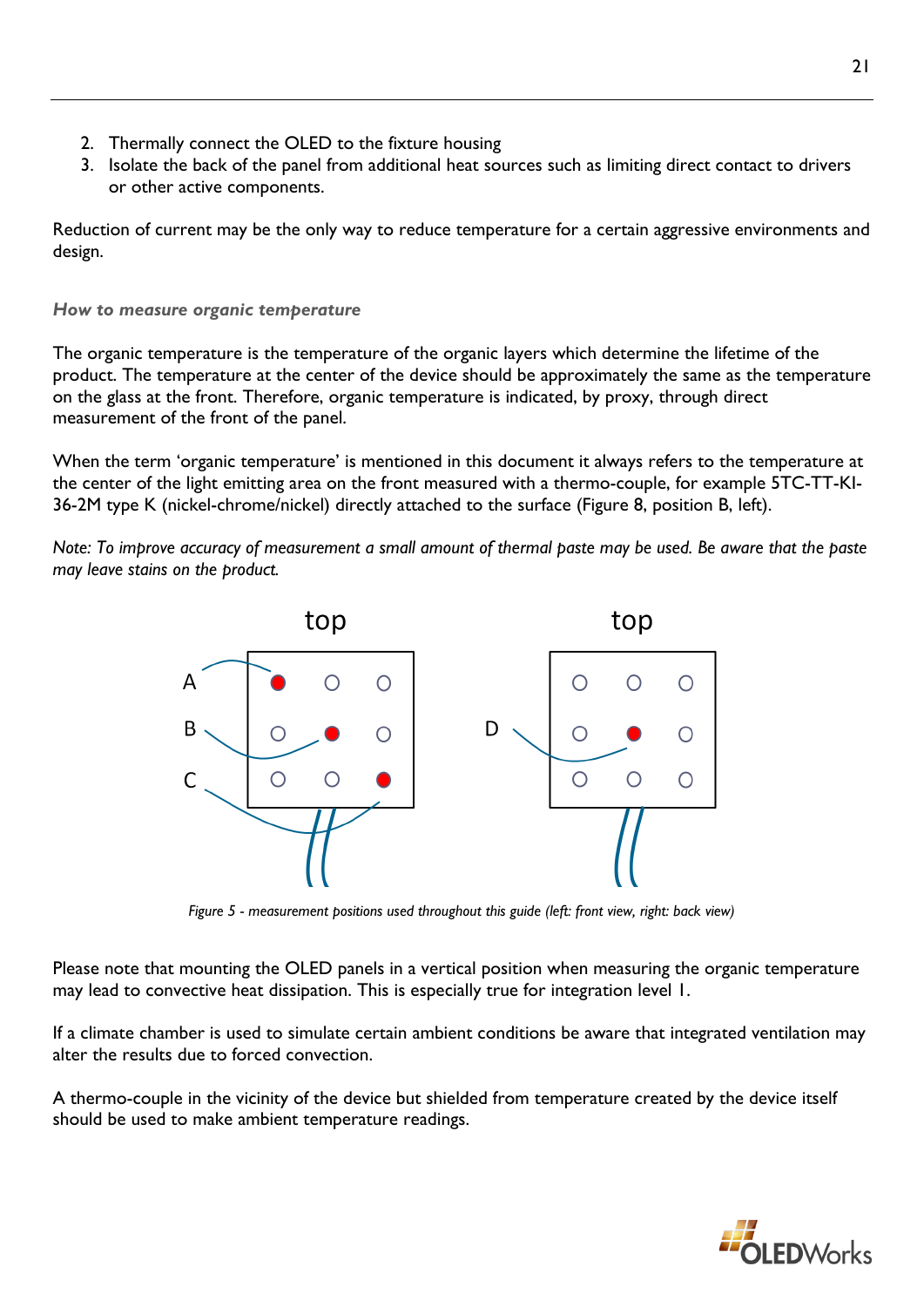2. Thermally connect the OLED to the fixture housing
3. Isolate the back of the panel from additional heat sources such as limiting direct contact to drivers or other active components.

Reduction of current may be the only way to reduce temperature for a certain aggressive environments and design.

### *How to measure organic temperature*

The organic temperature is the temperature of the organic layers which determine the lifetime of the product. The temperature at the center of the device should be approximately the same as the temperature on the glass at the front. Therefore, organic temperature is indicated, by proxy, through direct measurement of the front of the panel.

When the term 'organic temperature' is mentioned in this document it always refers to the temperature at the center of the light emitting area on the front measured with a thermo-couple, for example 5TC-TT-KI-36-2M type K (nickel-chrome/nickel) directly attached to the surface (Figure 8, position B, left).

*Note: To improve accuracy of measurement a small amount of thermal paste may be used. Be aware that the paste may leave stains on the product.*

*Figure 5 - measurement positions used throughout this guide (left: front view, right: back view)*

Please note that mounting the OLED panels in a vertical position when measuring the organic temperature may lead to convective heat dissipation. This is especially true for integration level 1.

If a climate chamber is used to simulate certain ambient conditions be aware that integrated ventilation may alter the results due to forced convection.

A thermo-couple in the vicinity of the device but shielded from temperature created by the device itself should be used to make ambient temperature readings.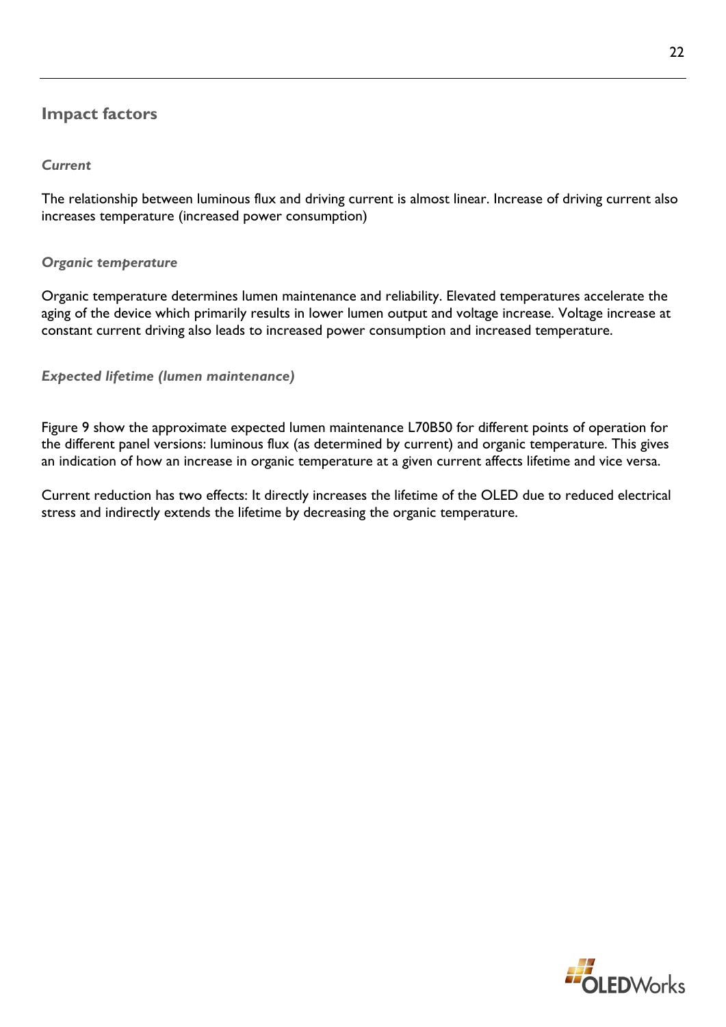## Impact factors

### *Current*

The relationship between luminous flux and driving current is almost linear. Increase of driving current also increases temperature (increased power consumption)

### *Organic temperature*

Organic temperature determines lumen maintenance and reliability. Elevated temperatures accelerate the aging of the device which primarily results in lower lumen output and voltage increase. Voltage increase at constant current driving also leads to increased power consumption and increased temperature.

### *Expected lifetime (lumen maintenance)*

Figure 9 show the approximate expected lumen maintenance L70B50 for different points of operation for the different panel versions: luminous flux (as determined by current) and organic temperature. This gives an indication of how an increase in organic temperature at a given current affects lifetime and vice versa.

Current reduction has two effects: It directly increases the lifetime of the OLED due to reduced electrical stress and indirectly extends the lifetime by decreasing the organic temperature.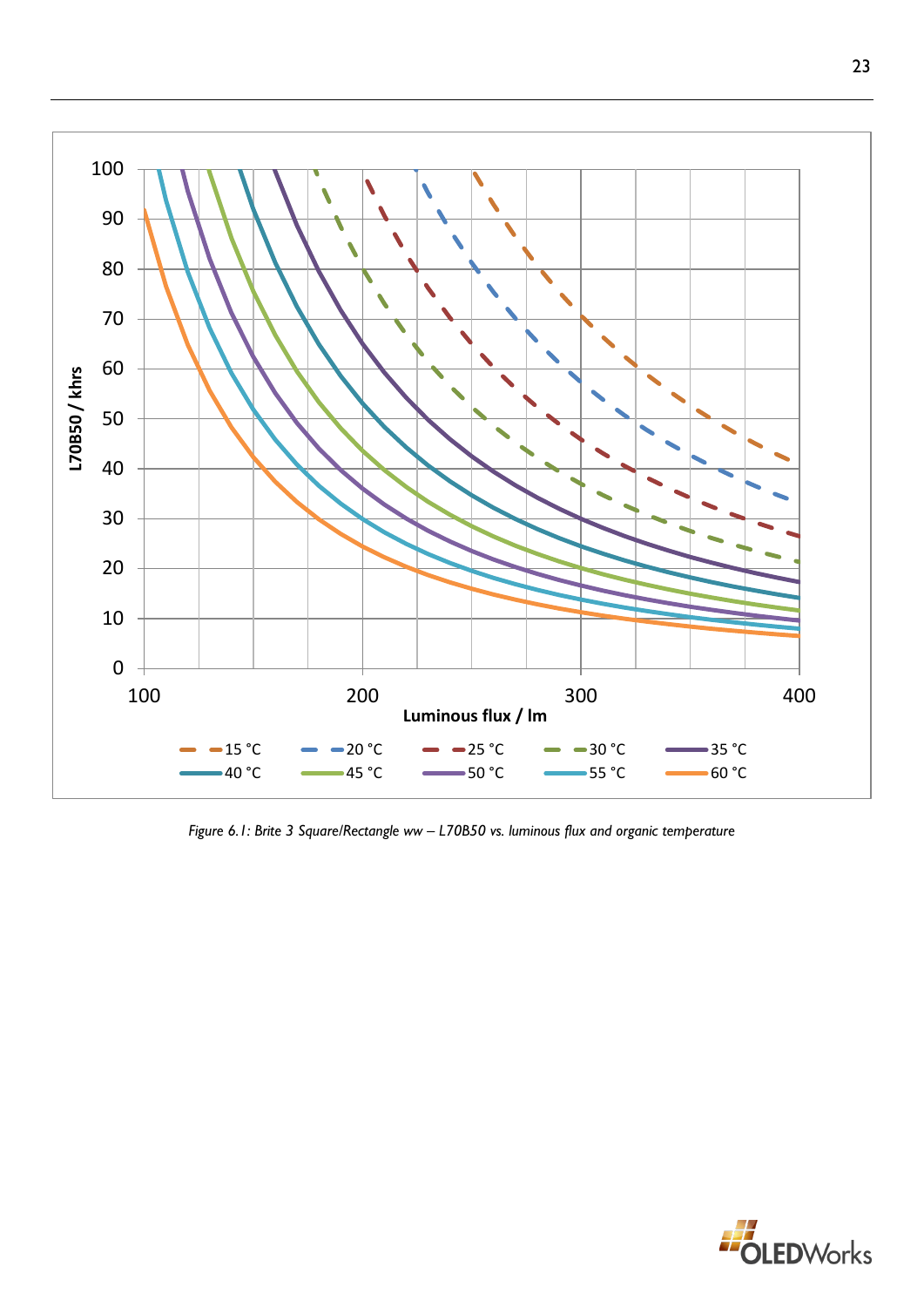Figure 6.1: Brite 3 Square/Rectangle ww – L70B50 vs. luminous flux and organic temperature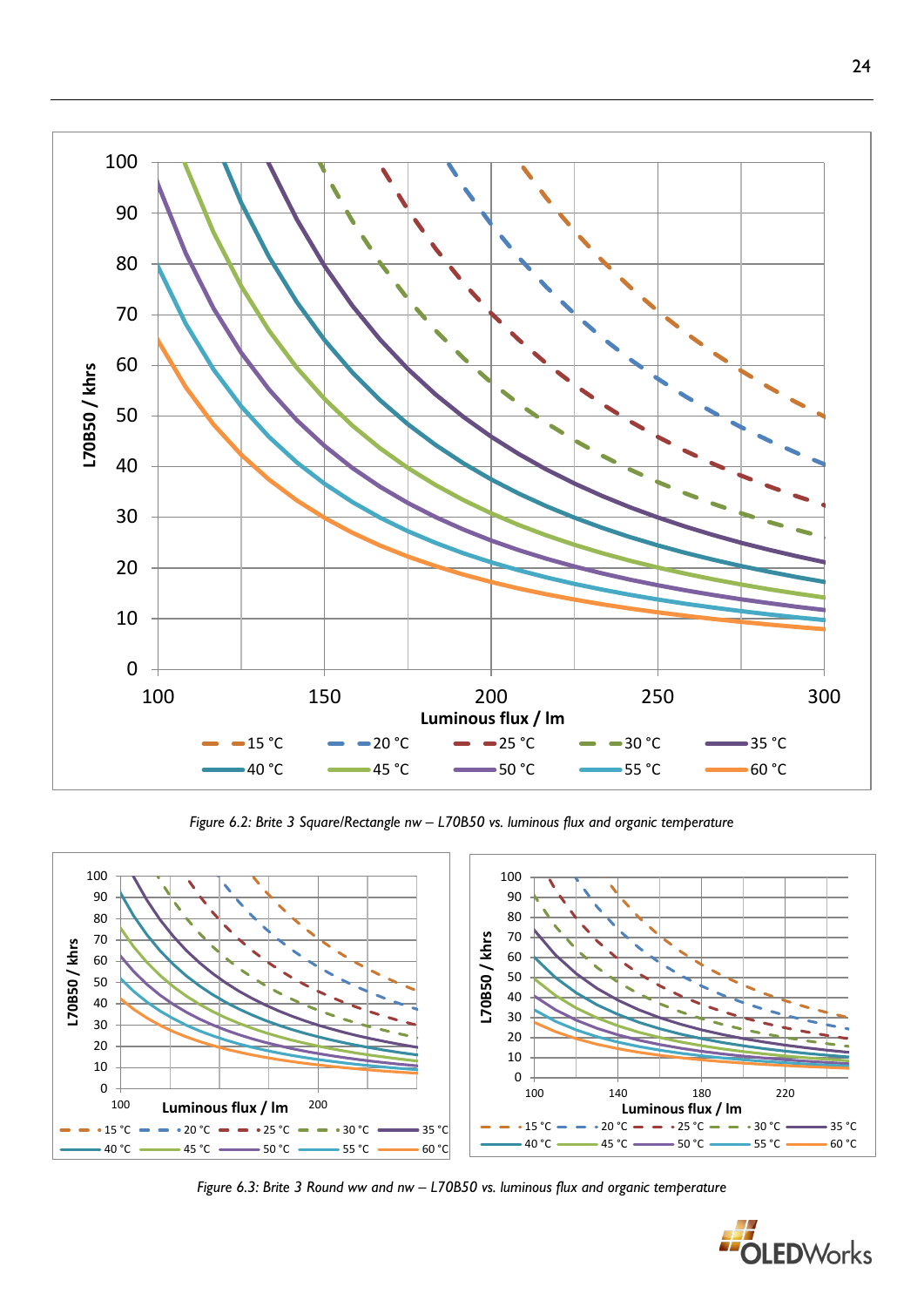Figure 6.2: Brite 3 Square/Rectangle nw – L70B50 vs. luminous flux and organic temperature

Figure 6.3: Brite 3 Round ww and nw – L70B50 vs. luminous flux and organic temperature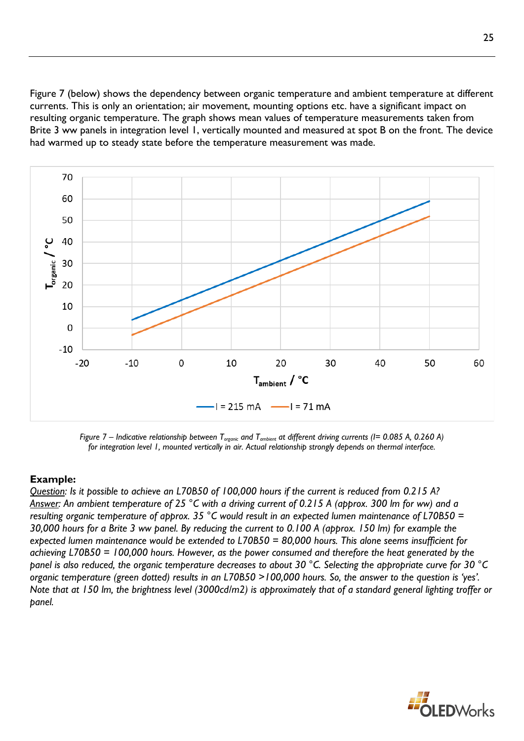Figure 7 (below) shows the dependency between organic temperature and ambient temperature at different currents. This is only an orientation; air movement, mounting options etc. have a significant impact on resulting organic temperature. The graph shows mean values of temperature measurements taken from Brite 3 ww panels in integration level 1, vertically mounted and measured at spot B on the front. The device had warmed up to steady state before the temperature measurement was made.

*Figure 7 – Indicative relationship between $T_{organic}$ and $T_{ambient}$ at different driving currents (I= 0.085 A, 0.260 A) for integration level 1, mounted vertically in air. Actual relationship strongly depends on thermal interface.*

**Example:**

*<u>Question</u>: Is it possible to achieve an L70B50 of 100,000 hours if the current is reduced from 0.215 A?*

*<u>Answer</u>: An ambient temperature of 25 °C with a driving current of 0.215 A (approx. 300 lm for ww) and a resulting organic temperature of approx. 35 °C would result in an expected lumen maintenance of L70B50 = 30,000 hours for a Brite 3 ww panel. By reducing the current to 0.100 A (approx. 150 lm) for example the expected lumen maintenance would be extended to L70B50 = 80,000 hours. This alone seems insufficient for achieving L70B50 = 100,000 hours. However, as the power consumed and therefore the heat generated by the panel is also reduced, the organic temperature decreases to about 30 °C. Selecting the appropriate curve for 30 °C organic temperature (green dotted) results in an L70B50 >100,000 hours. So, the answer to the question is 'yes'. Note that at 150 lm, the brightness level (3000cd/m2) is approximately that of a standard general lighting troffer or panel.*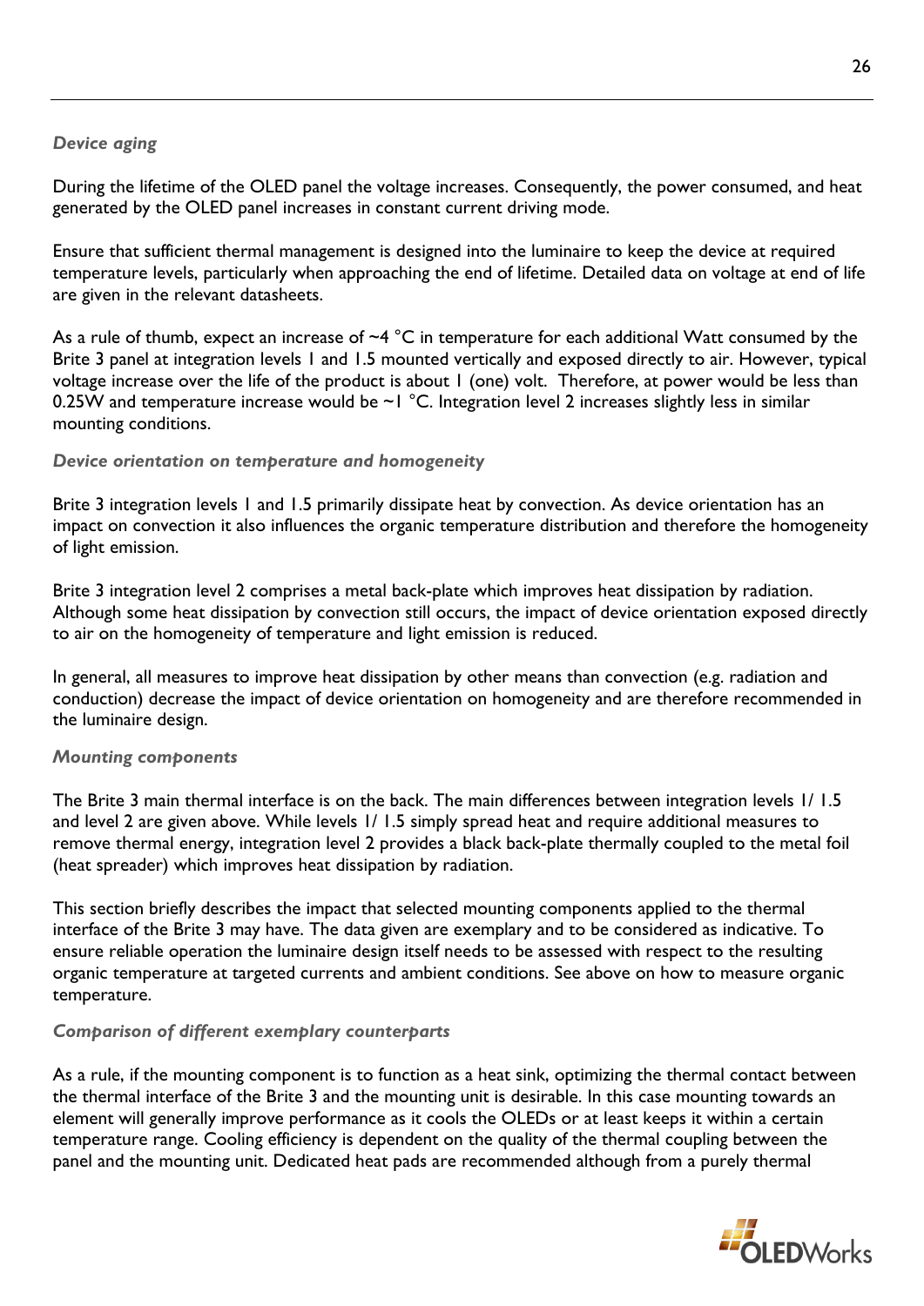### *Device aging*

During the lifetime of the OLED panel the voltage increases. Consequently, the power consumed, and heat generated by the OLED panel increases in constant current driving mode.

Ensure that sufficient thermal management is designed into the luminaire to keep the device at required temperature levels, particularly when approaching the end of lifetime. Detailed data on voltage at end of life are given in the relevant datasheets.

As a rule of thumb, expect an increase of ~4 °C in temperature for each additional Watt consumed by the Brite 3 panel at integration levels 1 and 1.5 mounted vertically and exposed directly to air. However, typical voltage increase over the life of the product is about 1 (one) volt. Therefore, at power would be less than 0.25W and temperature increase would be ~1 °C. Integration level 2 increases slightly less in similar mounting conditions.

### *Device orientation on temperature and homogeneity*

Brite 3 integration levels 1 and 1.5 primarily dissipate heat by convection. As device orientation has an impact on convection it also influences the organic temperature distribution and therefore the homogeneity of light emission.

Brite 3 integration level 2 comprises a metal back-plate which improves heat dissipation by radiation. Although some heat dissipation by convection still occurs, the impact of device orientation exposed directly to air on the homogeneity of temperature and light emission is reduced.

In general, all measures to improve heat dissipation by other means than convection (e.g. radiation and conduction) decrease the impact of device orientation on homogeneity and are therefore recommended in the luminaire design.

### *Mounting components*

The Brite 3 main thermal interface is on the back. The main differences between integration levels 1/ 1.5 and level 2 are given above. While levels 1/ 1.5 simply spread heat and require additional measures to remove thermal energy, integration level 2 provides a black back-plate thermally coupled to the metal foil (heat spreader) which improves heat dissipation by radiation.

This section briefly describes the impact that selected mounting components applied to the thermal interface of the Brite 3 may have. The data given are exemplary and to be considered as indicative. To ensure reliable operation the luminaire design itself needs to be assessed with respect to the resulting organic temperature at targeted currents and ambient conditions. See above on how to measure organic temperature.

### *Comparison of different exemplary counterparts*

As a rule, if the mounting component is to function as a heat sink, optimizing the thermal contact between the thermal interface of the Brite 3 and the mounting unit is desirable. In this case mounting towards an element will generally improve performance as it cools the OLEDs or at least keeps it within a certain temperature range. Cooling efficiency is dependent on the quality of the thermal coupling between the panel and the mounting unit. Dedicated heat pads are recommended although from a purely thermal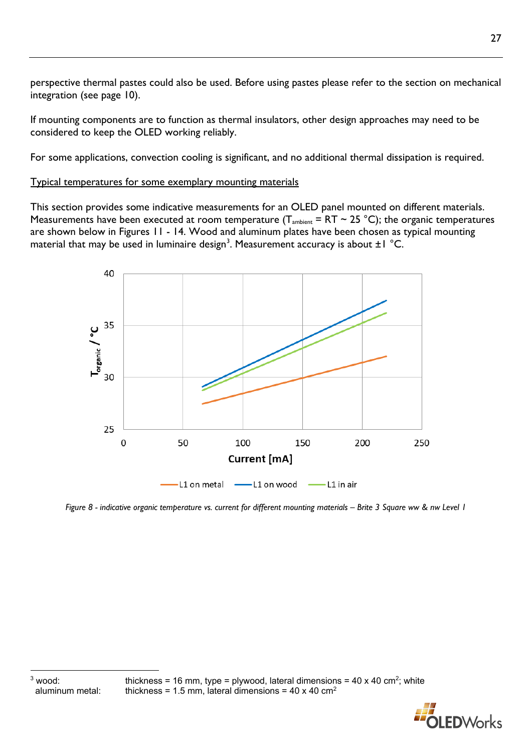perspective thermal pastes could also be used. Before using pastes please refer to the section on mechanical integration (see page 10).

If mounting components are to function as thermal insulators, other design approaches may need to be considered to keep the OLED working reliably.

For some applications, convection cooling is significant, and no additional thermal dissipation is required.

Typical temperatures for some exemplary mounting materials

This section provides some indicative measurements for an OLED panel mounted on different materials. Measurements have been executed at room temperature ($T_{ambient}$ = RT ~ 25 °C); the organic temperatures are shown below in Figures 11 - 14. Wood and aluminum plates have been chosen as typical mounting material that may be used in luminaire design[3]. Measurement accuracy is about ±1 °C.

*Figure 8 - indicative organic temperature vs. current for different mounting materials – Brite 3 Square ww & nw Level 1*

[3] wood: thickness = 16 mm, type = plywood, lateral dimensions = 40 x 40 cm$^2$; white
aluminum metal: thickness = 1.5 mm, lateral dimensions = 40 x 40 cm$^2$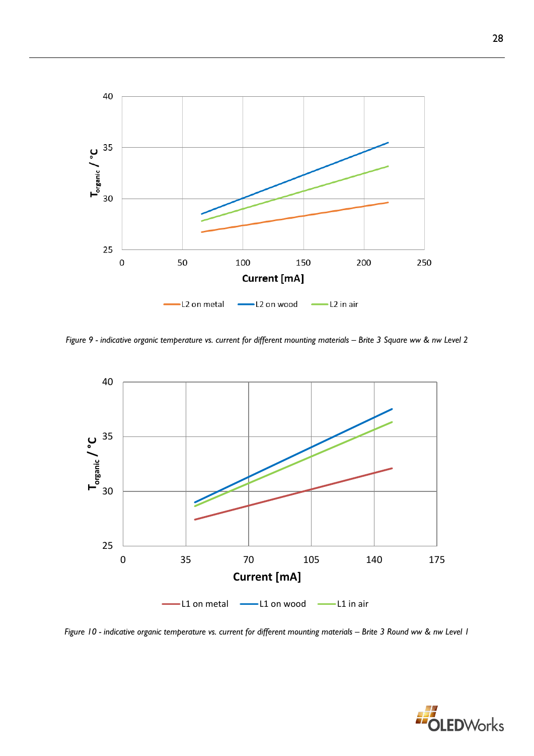Figure 9 - indicative organic temperature vs. current for different mounting materials – Brite 3 Square ww & nw Level 2

Figure 10 - indicative organic temperature vs. current for different mounting materials – Brite 3 Round ww & nw Level 1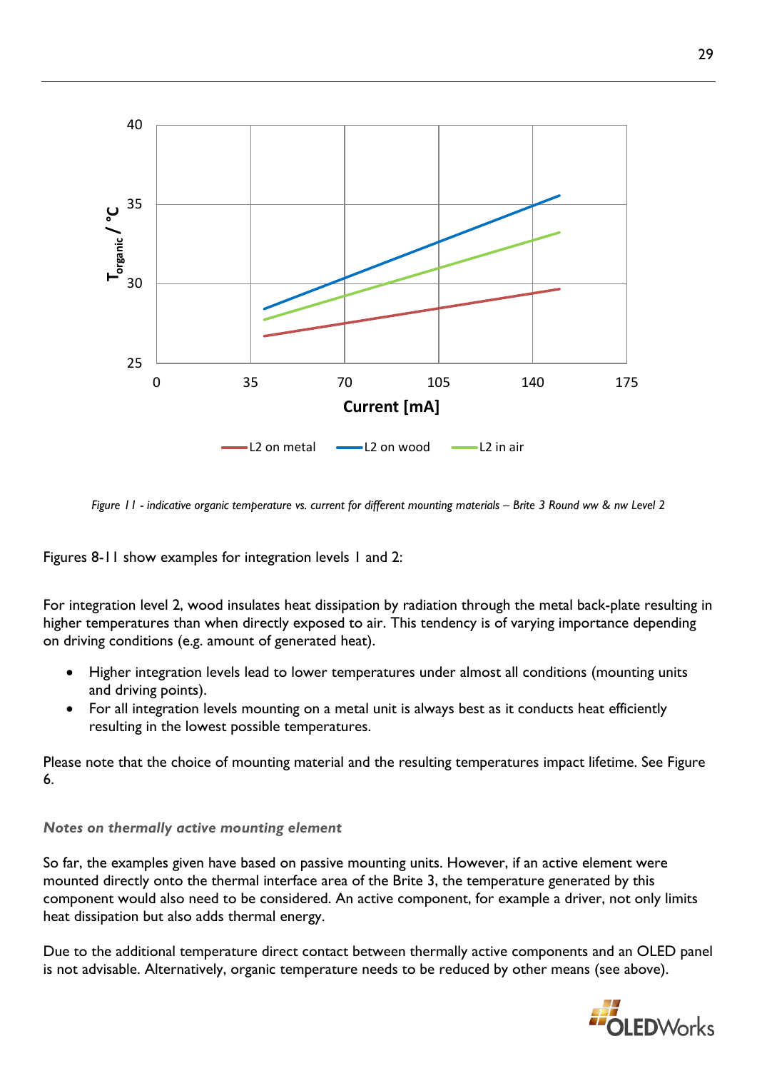*Figure 11 - indicative organic temperature vs. current for different mounting materials – Brite 3 Round ww & nw Level 2*

Figures 8-11 show examples for integration levels 1 and 2:

For integration level 2, wood insulates heat dissipation by radiation through the metal back-plate resulting in higher temperatures than when directly exposed to air. This tendency is of varying importance depending on driving conditions (e.g. amount of generated heat).

- Higher integration levels lead to lower temperatures under almost all conditions (mounting units and driving points).
- For all integration levels mounting on a metal unit is always best as it conducts heat efficiently resulting in the lowest possible temperatures.

Please note that the choice of mounting material and the resulting temperatures impact lifetime. See Figure 6.

### *Notes on thermally active mounting element*

So far, the examples given have based on passive mounting units. However, if an active element were mounted directly onto the thermal interface area of the Brite 3, the temperature generated by this component would also need to be considered. An active component, for example a driver, not only limits heat dissipation but also adds thermal energy.

Due to the additional temperature direct contact between thermally active components and an OLED panel is not advisable. Alternatively, organic temperature needs to be reduced by other means (see above).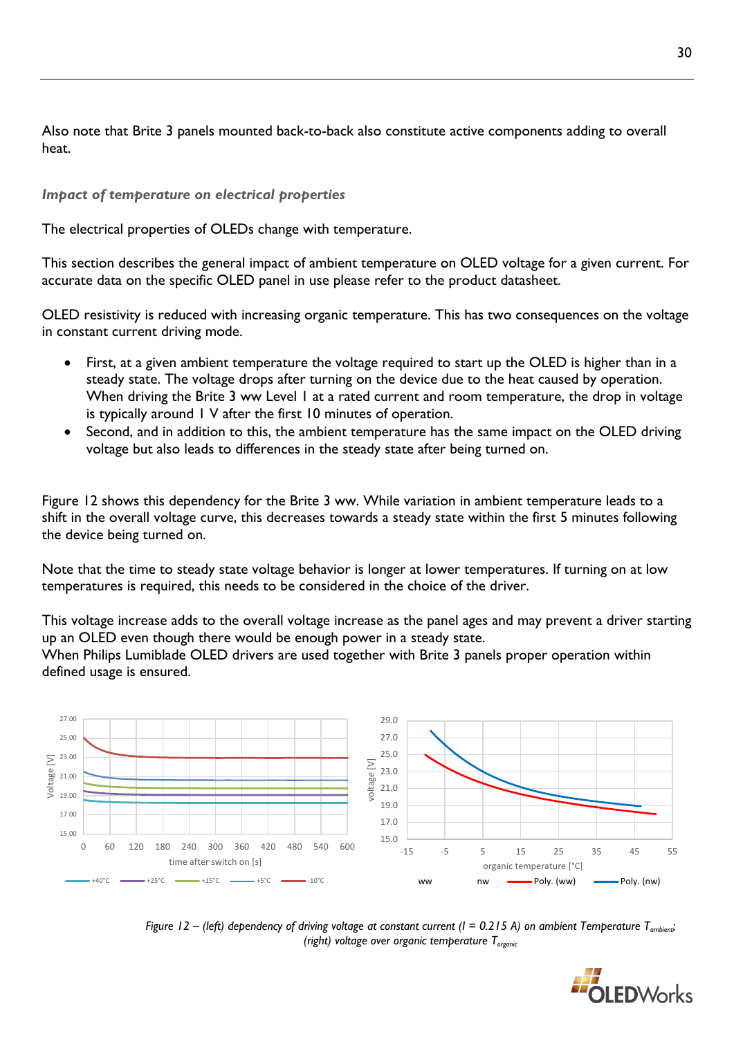Also note that Brite 3 panels mounted back-to-back also constitute active components adding to overall heat.

*Impact of temperature on electrical properties*

The electrical properties of OLEDs change with temperature.

This section describes the general impact of ambient temperature on OLED voltage for a given current. For accurate data on the specific OLED panel in use please refer to the product datasheet.

OLED resistivity is reduced with increasing organic temperature. This has two consequences on the voltage in constant current driving mode.

- First, at a given ambient temperature the voltage required to start up the OLED is higher than in a steady state. The voltage drops after turning on the device due to the heat caused by operation. When driving the Brite 3 ww Level 1 at a rated current and room temperature, the drop in voltage is typically around 1 V after the first 10 minutes of operation.
- Second, and in addition to this, the ambient temperature has the same impact on the OLED driving voltage but also leads to differences in the steady state after being turned on.

Figure 12 shows this dependency for the Brite 3 ww. While variation in ambient temperature leads to a shift in the overall voltage curve, this decreases towards a steady state within the first 5 minutes following the device being turned on.

Note that the time to steady state voltage behavior is longer at lower temperatures. If turning on at low temperatures is required, this needs to be considered in the choice of the driver.

This voltage increase adds to the overall voltage increase as the panel ages and may prevent a driver starting up an OLED even though there would be enough power in a steady state.
When Philips Lumiblade OLED drivers are used together with Brite 3 panels proper operation within defined usage is ensured.

*Figure 12 – (left) dependency of driving voltage at constant current (I = 0.215 A) on ambient Temperature $T_{ambient}$; (right) voltage over organic temperature $T_{organic}$*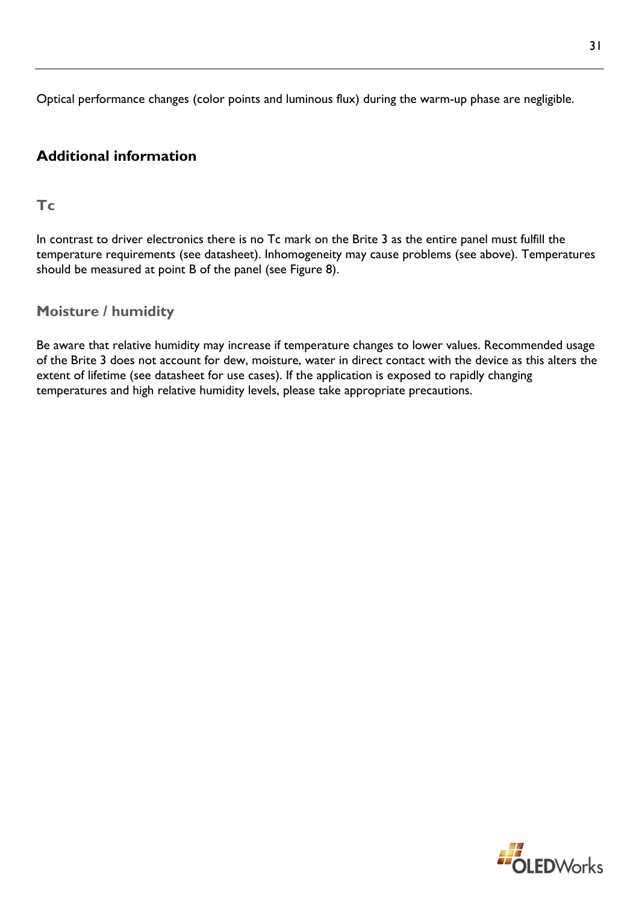Optical performance changes (color points and luminous flux) during the warm-up phase are negligible.

## Additional information

### Tc

In contrast to driver electronics there is no Tc mark on the Brite 3 as the entire panel must fulfill the temperature requirements (see datasheet). Inhomogeneity may cause problems (see above). Temperatures should be measured at point B of the panel (see Figure 8).

### Moisture / humidity

Be aware that relative humidity may increase if temperature changes to lower values. Recommended usage of the Brite 3 does not account for dew, moisture, water in direct contact with the device as this alters the extent of lifetime (see datasheet for use cases). If the application is exposed to rapidly changing temperatures and high relative humidity levels, please take appropriate precautions.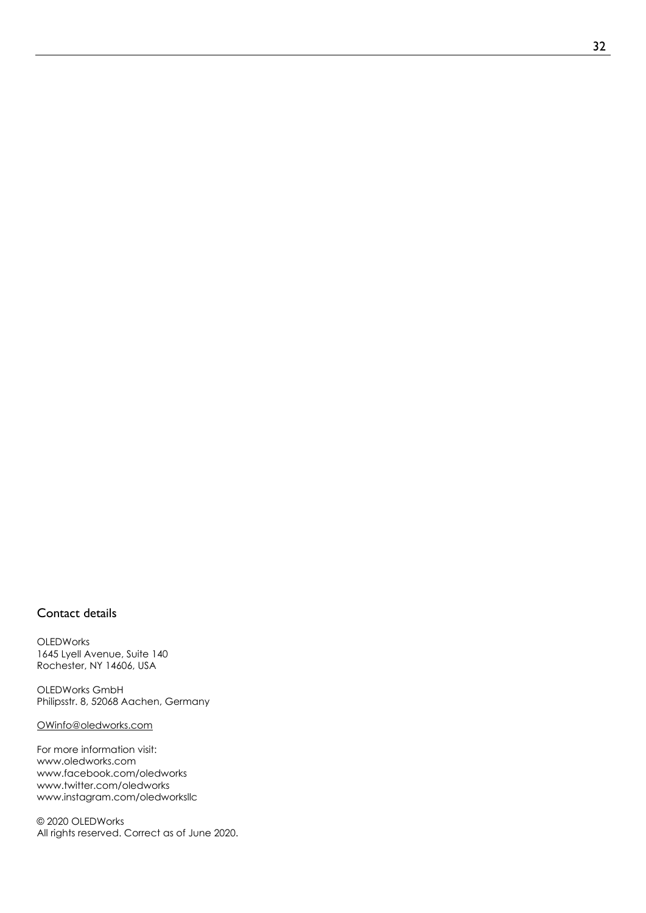## Contact details

OLEDWorks
1645 Lyell Avenue, Suite 140
Rochester, NY 14606, USA

OLEDWorks GmbH
Philipsstr. 8, 52068 Aachen, Germany

OWinfo@oledworks.com

For more information visit:
www.oledworks.com
www.facebook.com/oledworks
www.twitter.com/oledworks
www.instagram.com/oledworksllc

© 2020 OLEDWorks
All rights reserved. Correct as of June 2020.